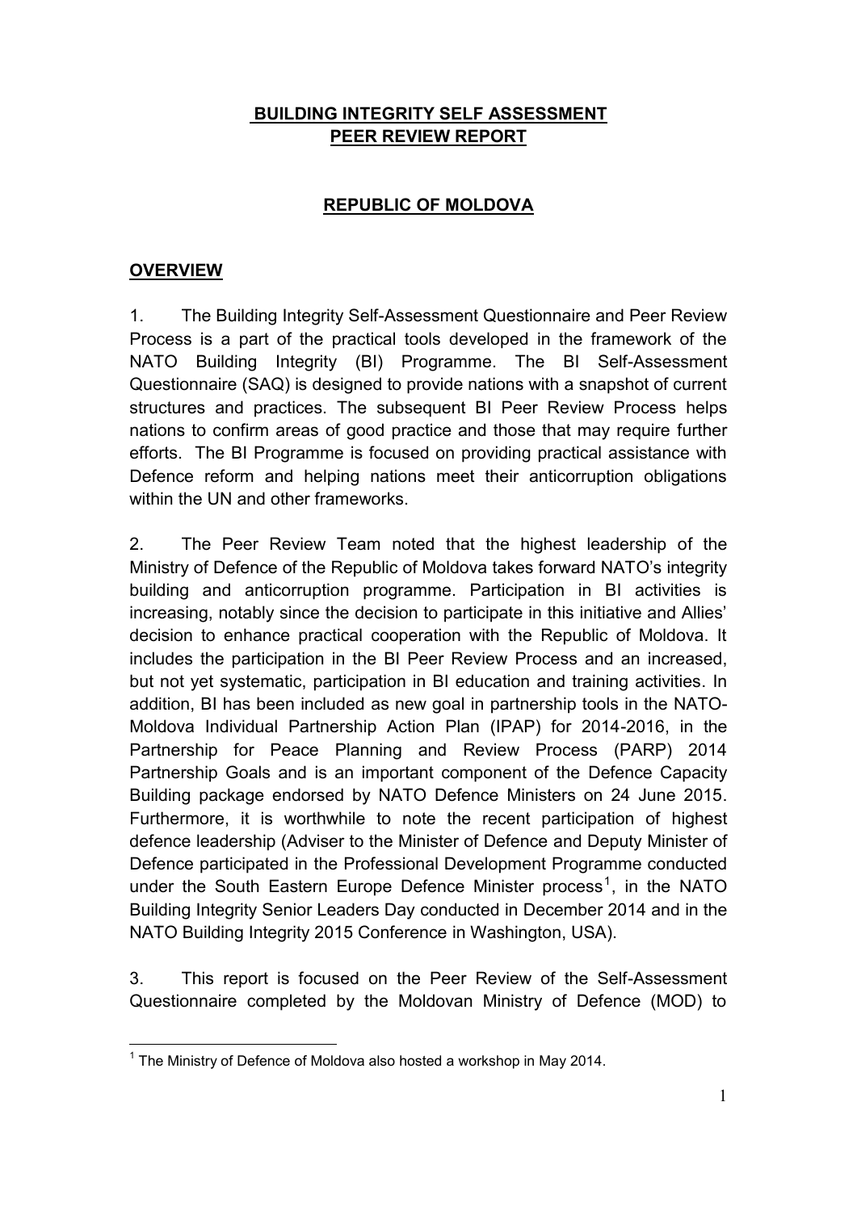# BUILDING INTEGRITY SELF ASSESSMENT PEER REVIEW REPORT

## REPUBLIC OF MOLDOVA

## OVERVIEW

1. The Building Integrity Self-Assessment Questionnaire and Peer Review Process is a part of the practical tools developed in the framework of the NATO Building Integrity (BI) Programme. The BI Self-Assessment Questionnaire (SAQ) is designed to provide nations with a snapshot of current structures and practices. The subsequent BI Peer Review Process helps nations to confirm areas of good practice and those that may require further efforts. The BI Programme is focused on providing practical assistance with Defence reform and helping nations meet their anticorruption obligations within the UN and other frameworks.

2. The Peer Review Team noted that the highest leadership of the Ministry of Defence of the Republic of Moldova takes forward NATO's integrity building and anticorruption programme. Participation in BI activities is increasing, notably since the decision to participate in this initiative and Allies' decision to enhance practical cooperation with the Republic of Moldova. It includes the participation in the BI Peer Review Process and an increased, but not yet systematic, participation in BI education and training activities. In addition, BI has been included as new goal in partnership tools in the NATO-Moldova Individual Partnership Action Plan (IPAP) for 2014-2016, in the Partnership for Peace Planning and Review Process (PARP) 2014 Partnership Goals and is an important component of the Defence Capacity Building package endorsed by NATO Defence Ministers on 24 June 2015. Furthermore, it is worthwhile to note the recent participation of highest defence leadership (Adviser to the Minister of Defence and Deputy Minister of Defence participated in the Professional Development Programme conducted under the South Eastern Europe Defence Minister process[1], in the NATO Building Integrity Senior Leaders Day conducted in December 2014 and in the NATO Building Integrity 2015 Conference in Washington, USA).

3. This report is focused on the Peer Review of the Self-Assessment Questionnaire completed by the Moldovan Ministry of Defence (MOD) to

[1] The Ministry of Defence of Moldova also hosted a workshop in May 2014.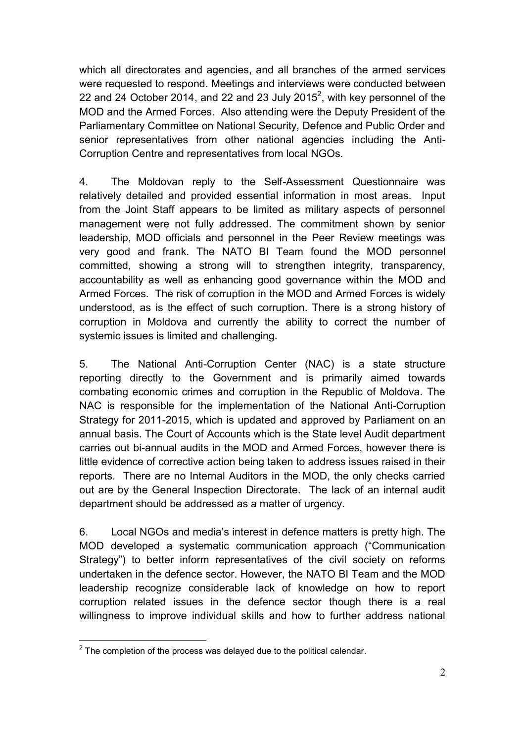which all directorates and agencies, and all branches of the armed services were requested to respond. Meetings and interviews were conducted between 22 and 24 October 2014, and 22 and 23 July 2015[2], with key personnel of the MOD and the Armed Forces. Also attending were the Deputy President of the Parliamentary Committee on National Security, Defence and Public Order and senior representatives from other national agencies including the Anti-Corruption Centre and representatives from local NGOs.

4. The Moldovan reply to the Self-Assessment Questionnaire was relatively detailed and provided essential information in most areas. Input from the Joint Staff appears to be limited as military aspects of personnel management were not fully addressed. The commitment shown by senior leadership, MOD officials and personnel in the Peer Review meetings was very good and frank. The NATO BI Team found the MOD personnel committed, showing a strong will to strengthen integrity, transparency, accountability as well as enhancing good governance within the MOD and Armed Forces. The risk of corruption in the MOD and Armed Forces is widely understood, as is the effect of such corruption. There is a strong history of corruption in Moldova and currently the ability to correct the number of systemic issues is limited and challenging.

5. The National Anti-Corruption Center (NAC) is a state structure reporting directly to the Government and is primarily aimed towards combating economic crimes and corruption in the Republic of Moldova. The NAC is responsible for the implementation of the National Anti-Corruption Strategy for 2011-2015, which is updated and approved by Parliament on an annual basis. The Court of Accounts which is the State level Audit department carries out bi-annual audits in the MOD and Armed Forces, however there is little evidence of corrective action being taken to address issues raised in their reports. There are no Internal Auditors in the MOD, the only checks carried out are by the General Inspection Directorate. The lack of an internal audit department should be addressed as a matter of urgency.

6. Local NGOs and media's interest in defence matters is pretty high. The MOD developed a systematic communication approach ("Communication Strategy") to better inform representatives of the civil society on reforms undertaken in the defence sector. However, the NATO BI Team and the MOD leadership recognize considerable lack of knowledge on how to report corruption related issues in the defence sector though there is a real willingness to improve individual skills and how to further address national

[2] The completion of the process was delayed due to the political calendar.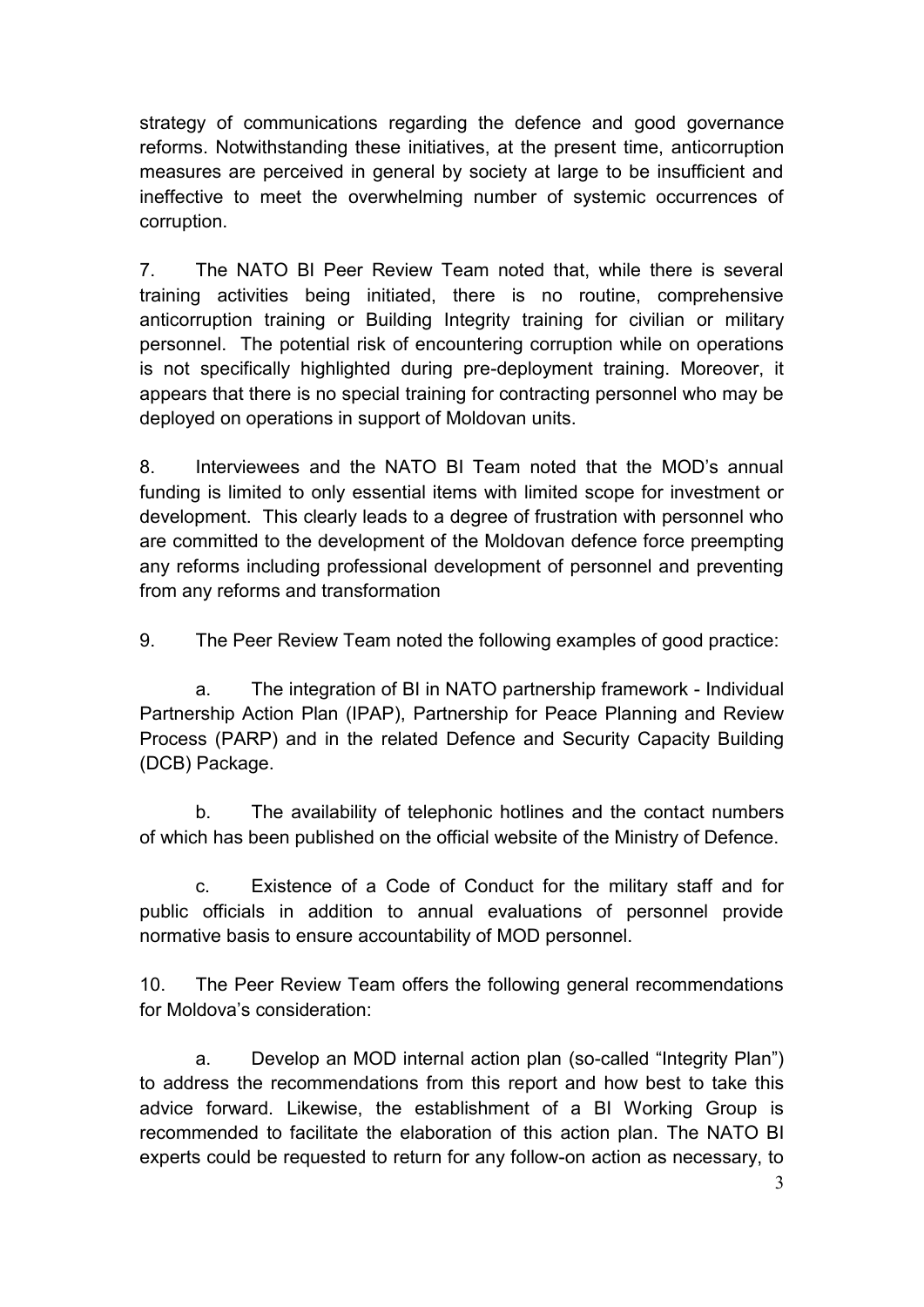strategy of communications regarding the defence and good governance reforms. Notwithstanding these initiatives, at the present time, anticorruption measures are perceived in general by society at large to be insufficient and ineffective to meet the overwhelming number of systemic occurrences of corruption.

7. The NATO BI Peer Review Team noted that, while there is several training activities being initiated, there is no routine, comprehensive anticorruption training or Building Integrity training for civilian or military personnel. The potential risk of encountering corruption while on operations is not specifically highlighted during pre-deployment training. Moreover, it appears that there is no special training for contracting personnel who may be deployed on operations in support of Moldovan units.

8. Interviewees and the NATO BI Team noted that the MOD's annual funding is limited to only essential items with limited scope for investment or development. This clearly leads to a degree of frustration with personnel who are committed to the development of the Moldovan defence force preempting any reforms including professional development of personnel and preventing from any reforms and transformation

9. The Peer Review Team noted the following examples of good practice:

a. The integration of BI in NATO partnership framework - Individual Partnership Action Plan (IPAP), Partnership for Peace Planning and Review Process (PARP) and in the related Defence and Security Capacity Building (DCB) Package.

b. The availability of telephonic hotlines and the contact numbers of which has been published on the official website of the Ministry of Defence.

c. Existence of a Code of Conduct for the military staff and for public officials in addition to annual evaluations of personnel provide normative basis to ensure accountability of MOD personnel.

10. The Peer Review Team offers the following general recommendations for Moldova's consideration:

a. Develop an MOD internal action plan (so-called "Integrity Plan") to address the recommendations from this report and how best to take this advice forward. Likewise, the establishment of a BI Working Group is recommended to facilitate the elaboration of this action plan. The NATO BI experts could be requested to return for any follow-on action as necessary, to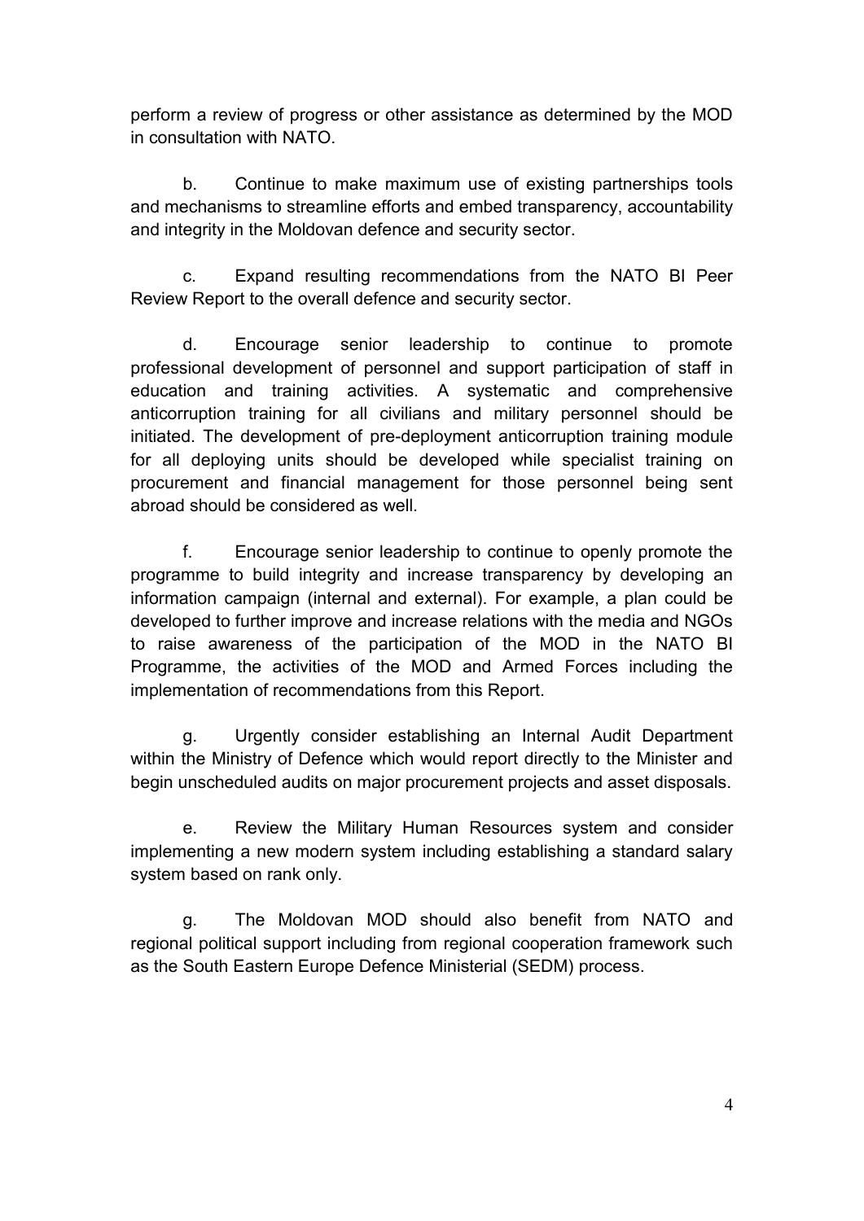perform a review of progress or other assistance as determined by the MOD in consultation with NATO.

b. Continue to make maximum use of existing partnerships tools and mechanisms to streamline efforts and embed transparency, accountability and integrity in the Moldovan defence and security sector.

c. Expand resulting recommendations from the NATO BI Peer Review Report to the overall defence and security sector.

d. Encourage senior leadership to continue to promote professional development of personnel and support participation of staff in education and training activities. A systematic and comprehensive anticorruption training for all civilians and military personnel should be initiated. The development of pre-deployment anticorruption training module for all deploying units should be developed while specialist training on procurement and financial management for those personnel being sent abroad should be considered as well.

f. Encourage senior leadership to continue to openly promote the programme to build integrity and increase transparency by developing an information campaign (internal and external). For example, a plan could be developed to further improve and increase relations with the media and NGOs to raise awareness of the participation of the MOD in the NATO BI Programme, the activities of the MOD and Armed Forces including the implementation of recommendations from this Report.

g. Urgently consider establishing an Internal Audit Department within the Ministry of Defence which would report directly to the Minister and begin unscheduled audits on major procurement projects and asset disposals.

e. Review the Military Human Resources system and consider implementing a new modern system including establishing a standard salary system based on rank only.

g. The Moldovan MOD should also benefit from NATO and regional political support including from regional cooperation framework such as the South Eastern Europe Defence Ministerial (SEDM) process.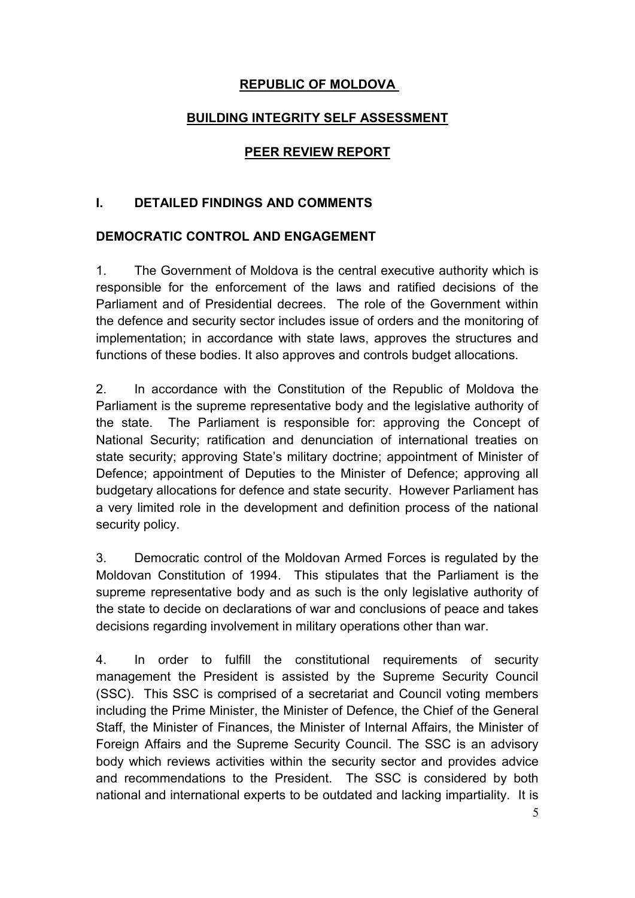# REPUBLIC OF MOLDOVA

## BUILDING INTEGRITY SELF ASSESSMENT

## PEER REVIEW REPORT

## I. DETAILED FINDINGS AND COMMENTS

### DEMOCRATIC CONTROL AND ENGAGEMENT

1. The Government of Moldova is the central executive authority which is responsible for the enforcement of the laws and ratified decisions of the Parliament and of Presidential decrees. The role of the Government within the defence and security sector includes issue of orders and the monitoring of implementation; in accordance with state laws, approves the structures and functions of these bodies. It also approves and controls budget allocations.

2. In accordance with the Constitution of the Republic of Moldova the Parliament is the supreme representative body and the legislative authority of the state. The Parliament is responsible for: approving the Concept of National Security; ratification and denunciation of international treaties on state security; approving State's military doctrine; appointment of Minister of Defence; appointment of Deputies to the Minister of Defence; approving all budgetary allocations for defence and state security. However Parliament has a very limited role in the development and definition process of the national security policy.

3. Democratic control of the Moldovan Armed Forces is regulated by the Moldovan Constitution of 1994. This stipulates that the Parliament is the supreme representative body and as such is the only legislative authority of the state to decide on declarations of war and conclusions of peace and takes decisions regarding involvement in military operations other than war.

4. In order to fulfill the constitutional requirements of security management the President is assisted by the Supreme Security Council (SSC). This SSC is comprised of a secretariat and Council voting members including the Prime Minister, the Minister of Defence, the Chief of the General Staff, the Minister of Finances, the Minister of Internal Affairs, the Minister of Foreign Affairs and the Supreme Security Council. The SSC is an advisory body which reviews activities within the security sector and provides advice and recommendations to the President. The SSC is considered by both national and international experts to be outdated and lacking impartiality. It is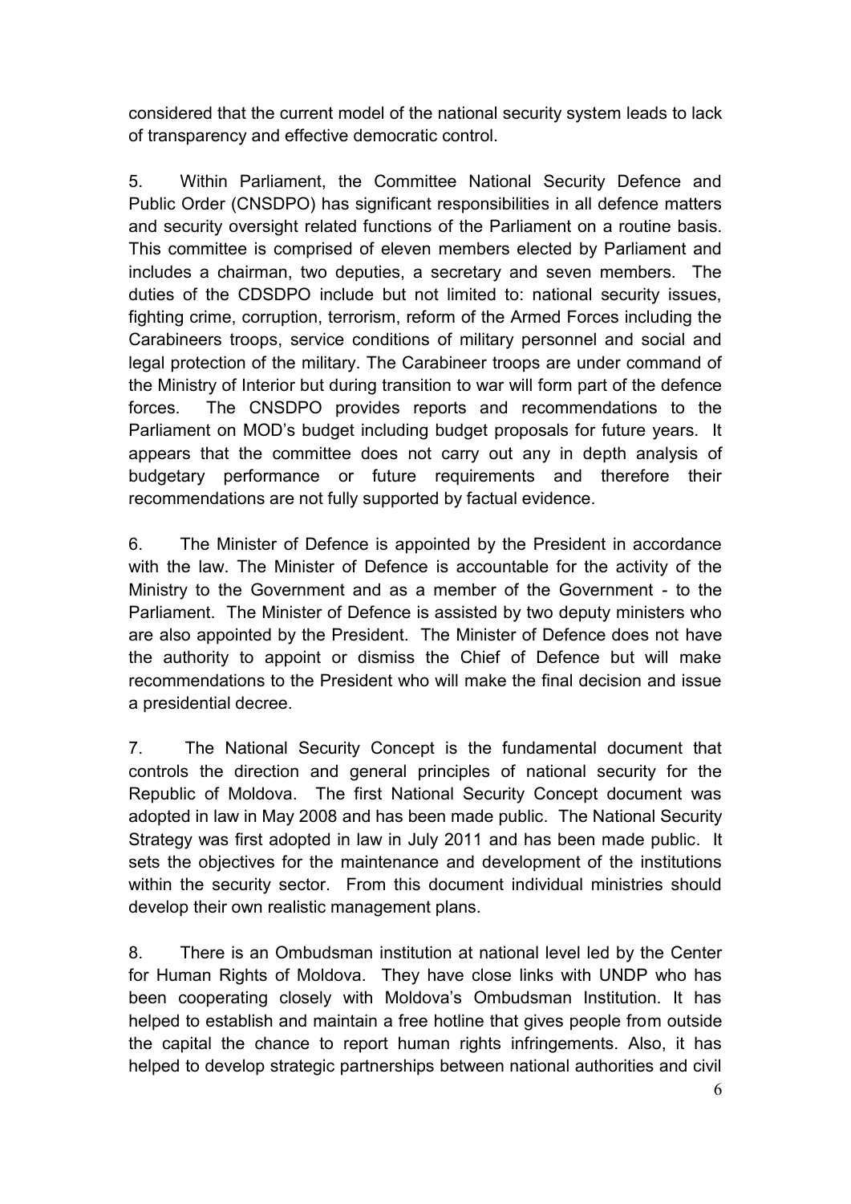considered that the current model of the national security system leads to lack of transparency and effective democratic control.

5. Within Parliament, the Committee National Security Defence and Public Order (CNSDPO) has significant responsibilities in all defence matters and security oversight related functions of the Parliament on a routine basis. This committee is comprised of eleven members elected by Parliament and includes a chairman, two deputies, a secretary and seven members. The duties of the CDSDPO include but not limited to: national security issues, fighting crime, corruption, terrorism, reform of the Armed Forces including the Carabineers troops, service conditions of military personnel and social and legal protection of the military. The Carabineer troops are under command of the Ministry of Interior but during transition to war will form part of the defence forces. The CNSDPO provides reports and recommendations to the Parliament on MOD's budget including budget proposals for future years. It appears that the committee does not carry out any in depth analysis of budgetary performance or future requirements and therefore their recommendations are not fully supported by factual evidence.

6. The Minister of Defence is appointed by the President in accordance with the law. The Minister of Defence is accountable for the activity of the Ministry to the Government and as a member of the Government - to the Parliament. The Minister of Defence is assisted by two deputy ministers who are also appointed by the President. The Minister of Defence does not have the authority to appoint or dismiss the Chief of Defence but will make recommendations to the President who will make the final decision and issue a presidential decree.

7. The National Security Concept is the fundamental document that controls the direction and general principles of national security for the Republic of Moldova. The first National Security Concept document was adopted in law in May 2008 and has been made public. The National Security Strategy was first adopted in law in July 2011 and has been made public. It sets the objectives for the maintenance and development of the institutions within the security sector. From this document individual ministries should develop their own realistic management plans.

8. There is an Ombudsman institution at national level led by the Center for Human Rights of Moldova. They have close links with UNDP who has been cooperating closely with Moldova's Ombudsman Institution. It has helped to establish and maintain a free hotline that gives people from outside the capital the chance to report human rights infringements. Also, it has helped to develop strategic partnerships between national authorities and civil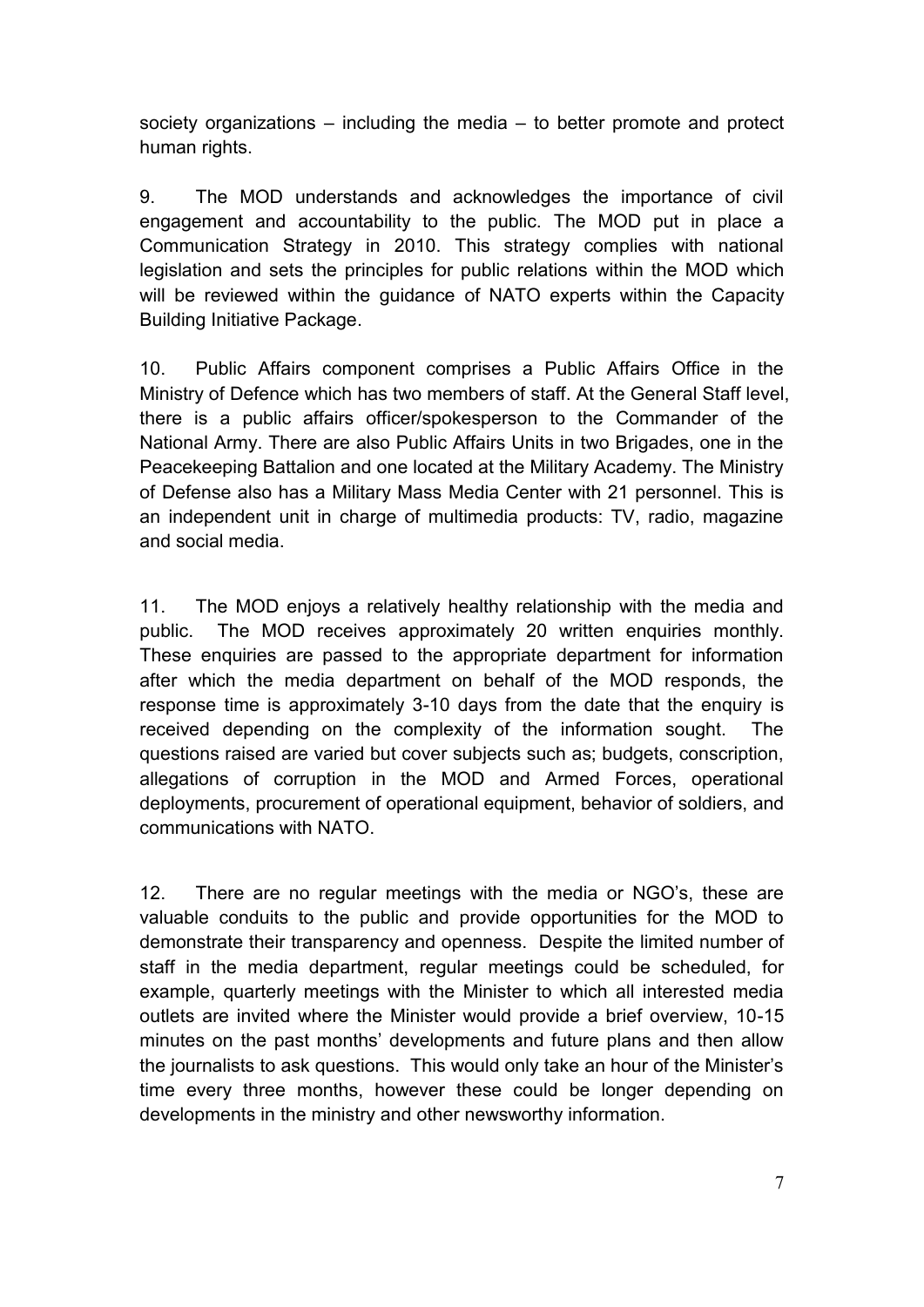society organizations – including the media – to better promote and protect human rights.

9. The MOD understands and acknowledges the importance of civil engagement and accountability to the public. The MOD put in place a Communication Strategy in 2010. This strategy complies with national legislation and sets the principles for public relations within the MOD which will be reviewed within the guidance of NATO experts within the Capacity Building Initiative Package.

10. Public Affairs component comprises a Public Affairs Office in the Ministry of Defence which has two members of staff. At the General Staff level, there is a public affairs officer/spokesperson to the Commander of the National Army. There are also Public Affairs Units in two Brigades, one in the Peacekeeping Battalion and one located at the Military Academy. The Ministry of Defense also has a Military Mass Media Center with 21 personnel. This is an independent unit in charge of multimedia products: TV, radio, magazine and social media.

11. The MOD enjoys a relatively healthy relationship with the media and public. The MOD receives approximately 20 written enquiries monthly. These enquiries are passed to the appropriate department for information after which the media department on behalf of the MOD responds, the response time is approximately 3-10 days from the date that the enquiry is received depending on the complexity of the information sought. The questions raised are varied but cover subjects such as; budgets, conscription, allegations of corruption in the MOD and Armed Forces, operational deployments, procurement of operational equipment, behavior of soldiers, and communications with NATO.

12. There are no regular meetings with the media or NGO's, these are valuable conduits to the public and provide opportunities for the MOD to demonstrate their transparency and openness. Despite the limited number of staff in the media department, regular meetings could be scheduled, for example, quarterly meetings with the Minister to which all interested media outlets are invited where the Minister would provide a brief overview, 10-15 minutes on the past months' developments and future plans and then allow the journalists to ask questions. This would only take an hour of the Minister's time every three months, however these could be longer depending on developments in the ministry and other newsworthy information.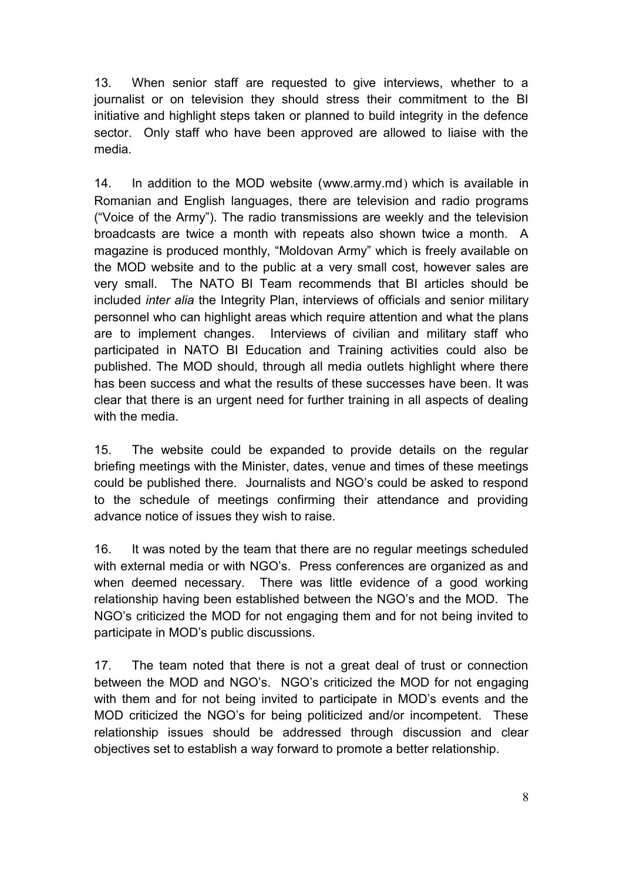13. When senior staff are requested to give interviews, whether to a journalist or on television they should stress their commitment to the BI initiative and highlight steps taken or planned to build integrity in the defence sector. Only staff who have been approved are allowed to liaise with the media.

14. In addition to the MOD website (www.army.md) which is available in Romanian and English languages, there are television and radio programs ("Voice of the Army"). The radio transmissions are weekly and the television broadcasts are twice a month with repeats also shown twice a month. A magazine is produced monthly, "Moldovan Army" which is freely available on the MOD website and to the public at a very small cost, however sales are very small. The NATO BI Team recommends that BI articles should be included *inter alia* the Integrity Plan, interviews of officials and senior military personnel who can highlight areas which require attention and what the plans are to implement changes. Interviews of civilian and military staff who participated in NATO BI Education and Training activities could also be published. The MOD should, through all media outlets highlight where there has been success and what the results of these successes have been. It was clear that there is an urgent need for further training in all aspects of dealing with the media.

15. The website could be expanded to provide details on the regular briefing meetings with the Minister, dates, venue and times of these meetings could be published there. Journalists and NGO's could be asked to respond to the schedule of meetings confirming their attendance and providing advance notice of issues they wish to raise.

16. It was noted by the team that there are no regular meetings scheduled with external media or with NGO's. Press conferences are organized as and when deemed necessary. There was little evidence of a good working relationship having been established between the NGO's and the MOD. The NGO's criticized the MOD for not engaging them and for not being invited to participate in MOD's public discussions.

17. The team noted that there is not a great deal of trust or connection between the MOD and NGO's. NGO's criticized the MOD for not engaging with them and for not being invited to participate in MOD's events and the MOD criticized the NGO's for being politicized and/or incompetent. These relationship issues should be addressed through discussion and clear objectives set to establish a way forward to promote a better relationship.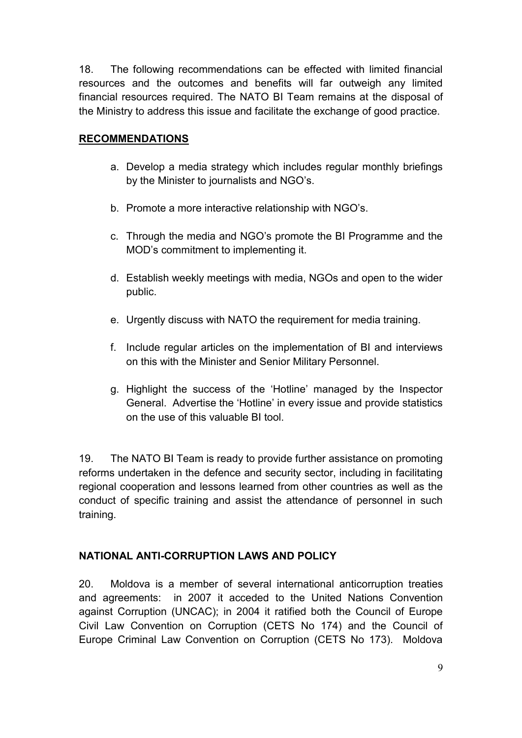18. The following recommendations can be effected with limited financial resources and the outcomes and benefits will far outweigh any limited financial resources required. The NATO BI Team remains at the disposal of the Ministry to address this issue and facilitate the exchange of good practice.

**RECOMMENDATIONS**

a. Develop a media strategy which includes regular monthly briefings by the Minister to journalists and NGO's.

b. Promote a more interactive relationship with NGO's.

c. Through the media and NGO's promote the BI Programme and the MOD's commitment to implementing it.

d. Establish weekly meetings with media, NGOs and open to the wider public.

e. Urgently discuss with NATO the requirement for media training.

f. Include regular articles on the implementation of BI and interviews on this with the Minister and Senior Military Personnel.

g. Highlight the success of the 'Hotline' managed by the Inspector General. Advertise the 'Hotline' in every issue and provide statistics on the use of this valuable BI tool.

19. The NATO BI Team is ready to provide further assistance on promoting reforms undertaken in the defence and security sector, including in facilitating regional cooperation and lessons learned from other countries as well as the conduct of specific training and assist the attendance of personnel in such training.

**NATIONAL ANTI-CORRUPTION LAWS AND POLICY**

20. Moldova is a member of several international anticorruption treaties and agreements: in 2007 it acceded to the United Nations Convention against Corruption (UNCAC); in 2004 it ratified both the Council of Europe Civil Law Convention on Corruption (CETS No 174) and the Council of Europe Criminal Law Convention on Corruption (CETS No 173). Moldova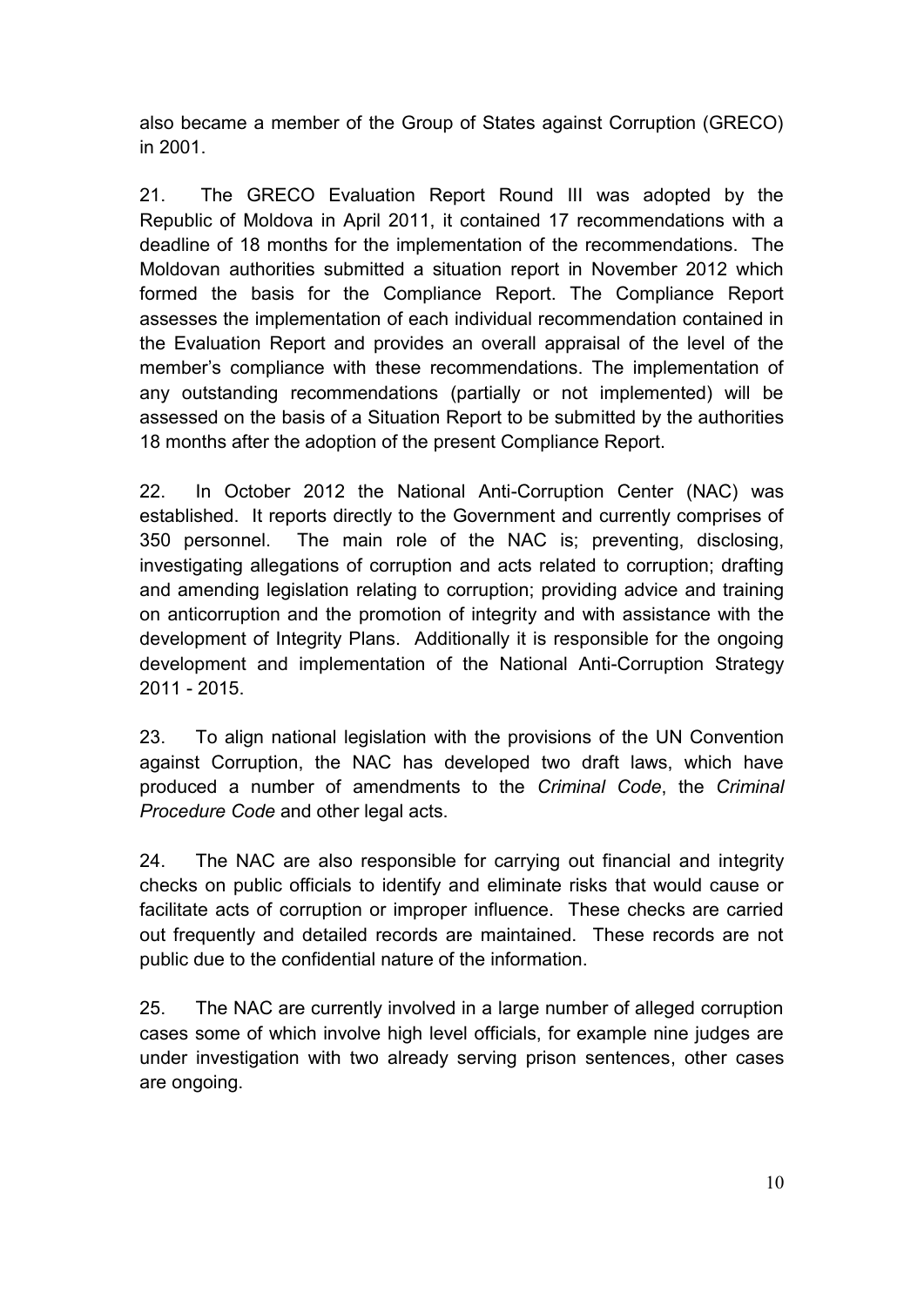also became a member of the Group of States against Corruption (GRECO) in 2001.

21. The GRECO Evaluation Report Round III was adopted by the Republic of Moldova in April 2011, it contained 17 recommendations with a deadline of 18 months for the implementation of the recommendations. The Moldovan authorities submitted a situation report in November 2012 which formed the basis for the Compliance Report. The Compliance Report assesses the implementation of each individual recommendation contained in the Evaluation Report and provides an overall appraisal of the level of the member's compliance with these recommendations. The implementation of any outstanding recommendations (partially or not implemented) will be assessed on the basis of a Situation Report to be submitted by the authorities 18 months after the adoption of the present Compliance Report.

22. In October 2012 the National Anti-Corruption Center (NAC) was established. It reports directly to the Government and currently comprises of 350 personnel. The main role of the NAC is; preventing, disclosing, investigating allegations of corruption and acts related to corruption; drafting and amending legislation relating to corruption; providing advice and training on anticorruption and the promotion of integrity and with assistance with the development of Integrity Plans. Additionally it is responsible for the ongoing development and implementation of the National Anti-Corruption Strategy 2011 - 2015.

23. To align national legislation with the provisions of the UN Convention against Corruption, the NAC has developed two draft laws, which have produced a number of amendments to the *Criminal Code*, the *Criminal Procedure Code* and other legal acts.

24. The NAC are also responsible for carrying out financial and integrity checks on public officials to identify and eliminate risks that would cause or facilitate acts of corruption or improper influence. These checks are carried out frequently and detailed records are maintained. These records are not public due to the confidential nature of the information.

25. The NAC are currently involved in a large number of alleged corruption cases some of which involve high level officials, for example nine judges are under investigation with two already serving prison sentences, other cases are ongoing.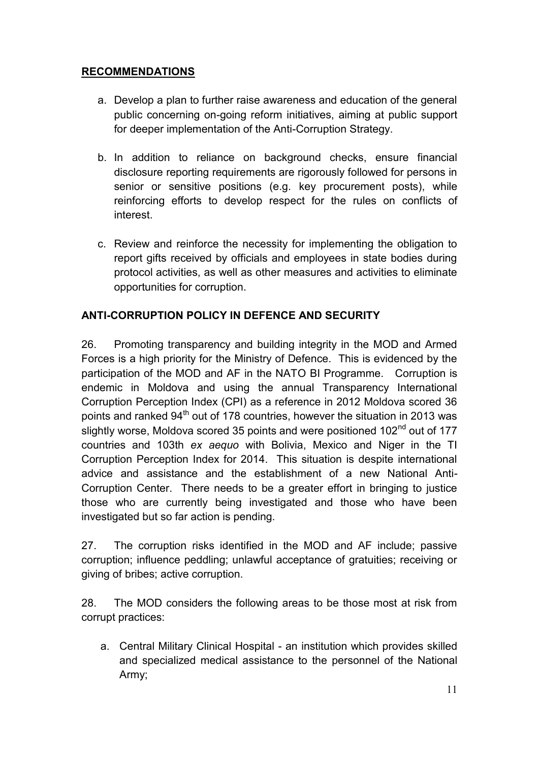## RECOMMENDATIONS

a. Develop a plan to further raise awareness and education of the general public concerning on-going reform initiatives, aiming at public support for deeper implementation of the Anti-Corruption Strategy.

b. In addition to reliance on background checks, ensure financial disclosure reporting requirements are rigorously followed for persons in senior or sensitive positions (e.g. key procurement posts), while reinforcing efforts to develop respect for the rules on conflicts of interest.

c. Review and reinforce the necessity for implementing the obligation to report gifts received by officials and employees in state bodies during protocol activities, as well as other measures and activities to eliminate opportunities for corruption.

## ANTI-CORRUPTION POLICY IN DEFENCE AND SECURITY

26. Promoting transparency and building integrity in the MOD and Armed Forces is a high priority for the Ministry of Defence. This is evidenced by the participation of the MOD and AF in the NATO BI Programme. Corruption is endemic in Moldova and using the annual Transparency International Corruption Perception Index (CPI) as a reference in 2012 Moldova scored 36 points and ranked 94th out of 178 countries, however the situation in 2013 was slightly worse, Moldova scored 35 points and were positioned 102nd out of 177 countries and 103th *ex aequo* with Bolivia, Mexico and Niger in the TI Corruption Perception Index for 2014. This situation is despite international advice and assistance and the establishment of a new National Anti-Corruption Center. There needs to be a greater effort in bringing to justice those who are currently being investigated and those who have been investigated but so far action is pending.

27. The corruption risks identified in the MOD and AF include; passive corruption; influence peddling; unlawful acceptance of gratuities; receiving or giving of bribes; active corruption.

28. The MOD considers the following areas to be those most at risk from corrupt practices:

a. Central Military Clinical Hospital - an institution which provides skilled and specialized medical assistance to the personnel of the National Army;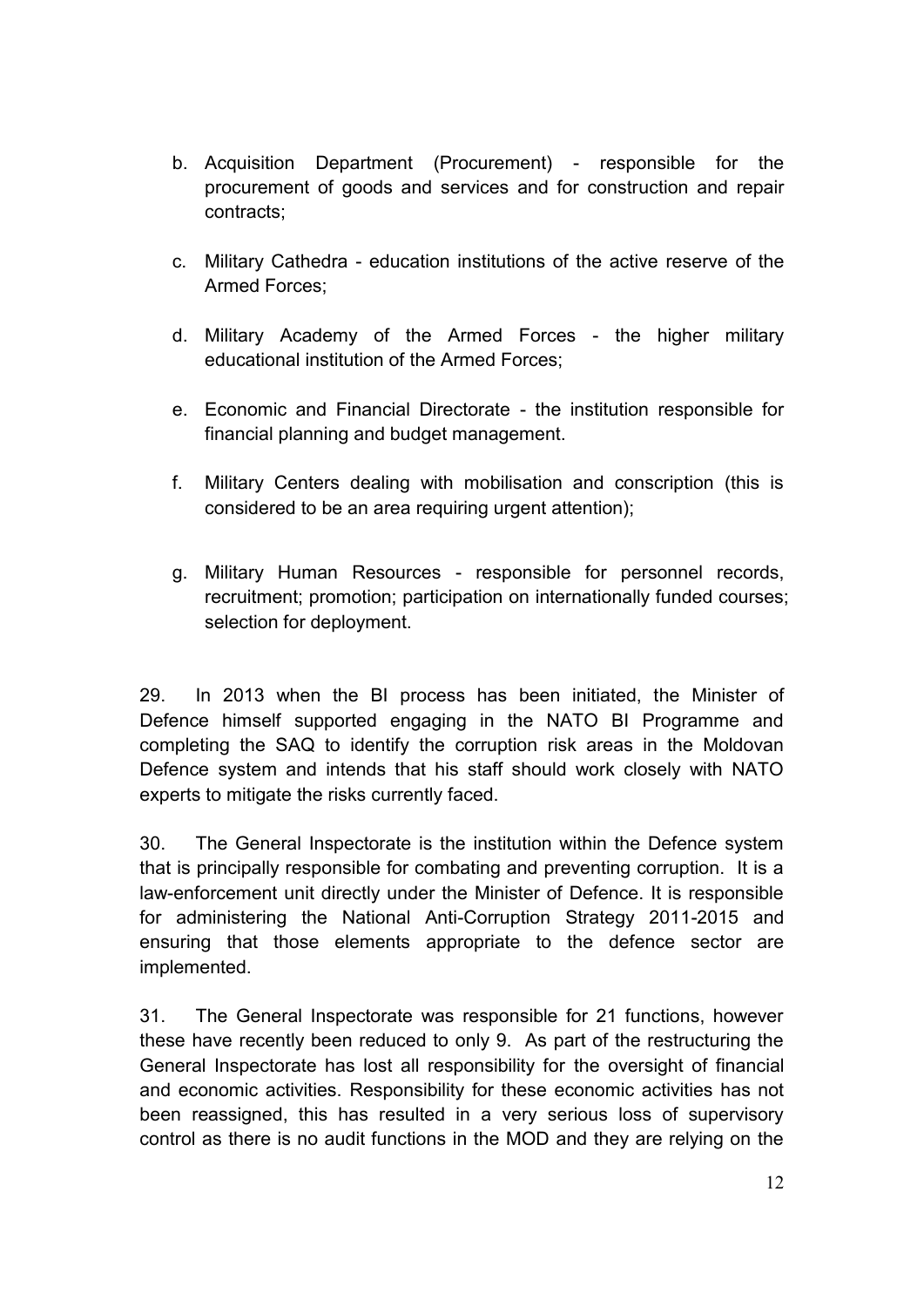b. Acquisition Department (Procurement) - responsible for the procurement of goods and services and for construction and repair contracts;

c. Military Cathedra - education institutions of the active reserve of the Armed Forces;

d. Military Academy of the Armed Forces - the higher military educational institution of the Armed Forces;

e. Economic and Financial Directorate - the institution responsible for financial planning and budget management.

f. Military Centers dealing with mobilisation and conscription (this is considered to be an area requiring urgent attention);

g. Military Human Resources - responsible for personnel records, recruitment; promotion; participation on internationally funded courses; selection for deployment.

29. In 2013 when the BI process has been initiated, the Minister of Defence himself supported engaging in the NATO BI Programme and completing the SAQ to identify the corruption risk areas in the Moldovan Defence system and intends that his staff should work closely with NATO experts to mitigate the risks currently faced.

30. The General Inspectorate is the institution within the Defence system that is principally responsible for combating and preventing corruption. It is a law-enforcement unit directly under the Minister of Defence. It is responsible for administering the National Anti-Corruption Strategy 2011-2015 and ensuring that those elements appropriate to the defence sector are implemented.

31. The General Inspectorate was responsible for 21 functions, however these have recently been reduced to only 9. As part of the restructuring the General Inspectorate has lost all responsibility for the oversight of financial and economic activities. Responsibility for these economic activities has not been reassigned, this has resulted in a very serious loss of supervisory control as there is no audit functions in the MOD and they are relying on the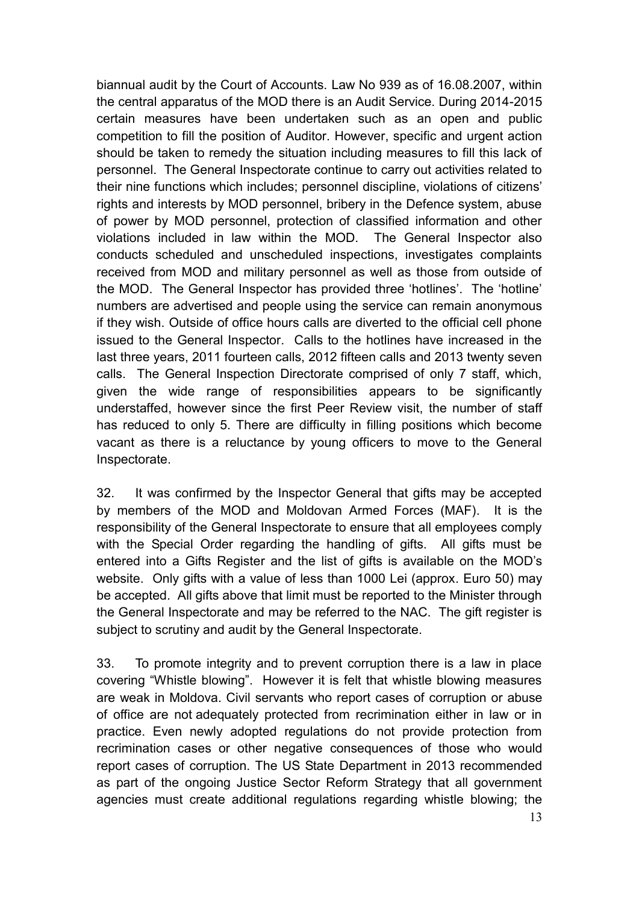biannual audit by the Court of Accounts. Law No 939 as of 16.08.2007, within the central apparatus of the MOD there is an Audit Service. During 2014-2015 certain measures have been undertaken such as an open and public competition to fill the position of Auditor. However, specific and urgent action should be taken to remedy the situation including measures to fill this lack of personnel. The General Inspectorate continue to carry out activities related to their nine functions which includes; personnel discipline, violations of citizens' rights and interests by MOD personnel, bribery in the Defence system, abuse of power by MOD personnel, protection of classified information and other violations included in law within the MOD. The General Inspector also conducts scheduled and unscheduled inspections, investigates complaints received from MOD and military personnel as well as those from outside of the MOD. The General Inspector has provided three 'hotlines'. The 'hotline' numbers are advertised and people using the service can remain anonymous if they wish. Outside of office hours calls are diverted to the official cell phone issued to the General Inspector. Calls to the hotlines have increased in the last three years, 2011 fourteen calls, 2012 fifteen calls and 2013 twenty seven calls. The General Inspection Directorate comprised of only 7 staff, which, given the wide range of responsibilities appears to be significantly understaffed, however since the first Peer Review visit, the number of staff has reduced to only 5. There are difficulty in filling positions which become vacant as there is a reluctance by young officers to move to the General Inspectorate.

32. It was confirmed by the Inspector General that gifts may be accepted by members of the MOD and Moldovan Armed Forces (MAF). It is the responsibility of the General Inspectorate to ensure that all employees comply with the Special Order regarding the handling of gifts. All gifts must be entered into a Gifts Register and the list of gifts is available on the MOD's website. Only gifts with a value of less than 1000 Lei (approx. Euro 50) may be accepted. All gifts above that limit must be reported to the Minister through the General Inspectorate and may be referred to the NAC. The gift register is subject to scrutiny and audit by the General Inspectorate.

33. To promote integrity and to prevent corruption there is a law in place covering "Whistle blowing". However it is felt that whistle blowing measures are weak in Moldova. Civil servants who report cases of corruption or abuse of office are not adequately protected from recrimination either in law or in practice. Even newly adopted regulations do not provide protection from recrimination cases or other negative consequences of those who would report cases of corruption. The US State Department in 2013 recommended as part of the ongoing Justice Sector Reform Strategy that all government agencies must create additional regulations regarding whistle blowing; the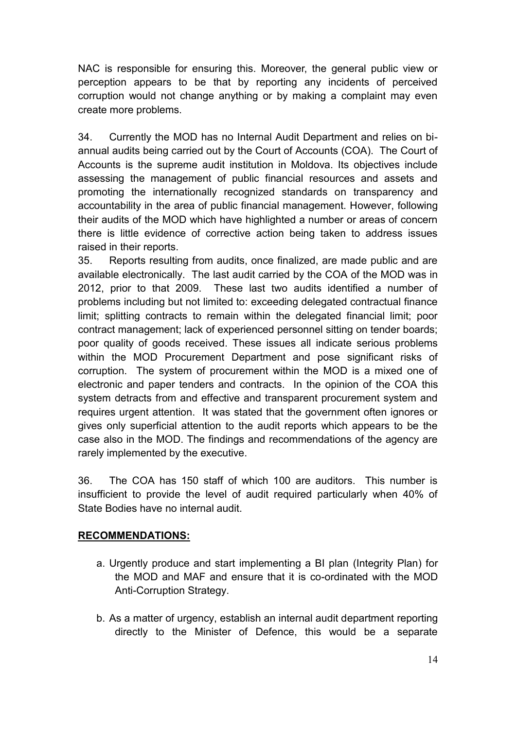NAC is responsible for ensuring this. Moreover, the general public view or perception appears to be that by reporting any incidents of perceived corruption would not change anything or by making a complaint may even create more problems.

34. Currently the MOD has no Internal Audit Department and relies on bi-annual audits being carried out by the Court of Accounts (COA). The Court of Accounts is the supreme audit institution in Moldova. Its objectives include assessing the management of public financial resources and assets and promoting the internationally recognized standards on transparency and accountability in the area of public financial management. However, following their audits of the MOD which have highlighted a number or areas of concern there is little evidence of corrective action being taken to address issues raised in their reports.

35. Reports resulting from audits, once finalized, are made public and are available electronically. The last audit carried by the COA of the MOD was in 2012, prior to that 2009. These last two audits identified a number of problems including but not limited to: exceeding delegated contractual finance limit; splitting contracts to remain within the delegated financial limit; poor contract management; lack of experienced personnel sitting on tender boards; poor quality of goods received. These issues all indicate serious problems within the MOD Procurement Department and pose significant risks of corruption. The system of procurement within the MOD is a mixed one of electronic and paper tenders and contracts. In the opinion of the COA this system detracts from and effective and transparent procurement system and requires urgent attention. It was stated that the government often ignores or gives only superficial attention to the audit reports which appears to be the case also in the MOD. The findings and recommendations of the agency are rarely implemented by the executive.

36. The COA has 150 staff of which 100 are auditors. This number is insufficient to provide the level of audit required particularly when 40% of State Bodies have no internal audit.

**RECOMMENDATIONS:**

a. Urgently produce and start implementing a BI plan (Integrity Plan) for the MOD and MAF and ensure that it is co-ordinated with the MOD Anti-Corruption Strategy.

b. As a matter of urgency, establish an internal audit department reporting directly to the Minister of Defence, this would be a separate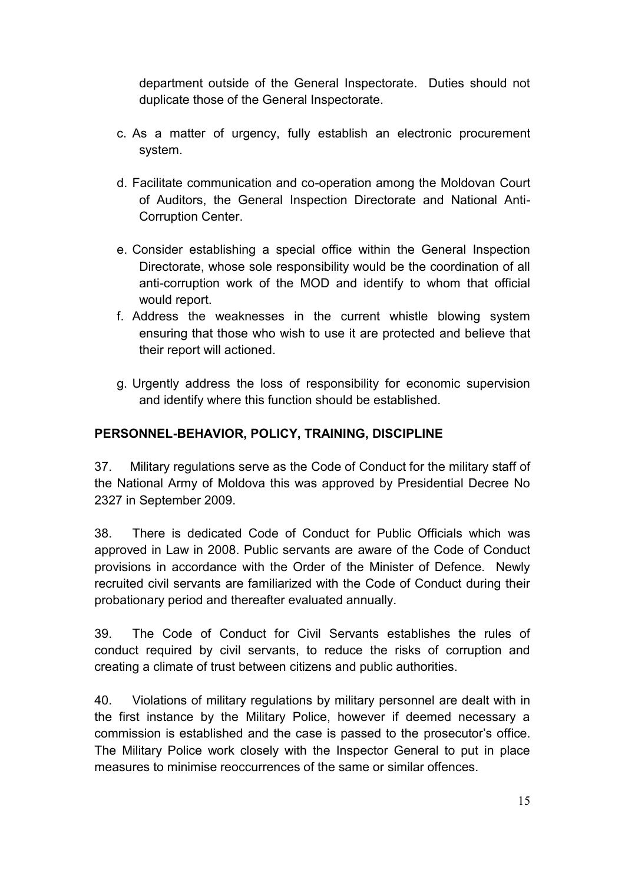department outside of the General Inspectorate. Duties should not duplicate those of the General Inspectorate.

c. As a matter of urgency, fully establish an electronic procurement system.

d. Facilitate communication and co-operation among the Moldovan Court of Auditors, the General Inspection Directorate and National Anti-Corruption Center.

e. Consider establishing a special office within the General Inspection Directorate, whose sole responsibility would be the coordination of all anti-corruption work of the MOD and identify to whom that official would report.

f. Address the weaknesses in the current whistle blowing system ensuring that those who wish to use it are protected and believe that their report will actioned.

g. Urgently address the loss of responsibility for economic supervision and identify where this function should be established.

## PERSONNEL-BEHAVIOR, POLICY, TRAINING, DISCIPLINE

37. Military regulations serve as the Code of Conduct for the military staff of the National Army of Moldova this was approved by Presidential Decree No 2327 in September 2009.

38. There is dedicated Code of Conduct for Public Officials which was approved in Law in 2008. Public servants are aware of the Code of Conduct provisions in accordance with the Order of the Minister of Defence. Newly recruited civil servants are familiarized with the Code of Conduct during their probationary period and thereafter evaluated annually.

39. The Code of Conduct for Civil Servants establishes the rules of conduct required by civil servants, to reduce the risks of corruption and creating a climate of trust between citizens and public authorities.

40. Violations of military regulations by military personnel are dealt with in the first instance by the Military Police, however if deemed necessary a commission is established and the case is passed to the prosecutor's office. The Military Police work closely with the Inspector General to put in place measures to minimise reoccurrences of the same or similar offences.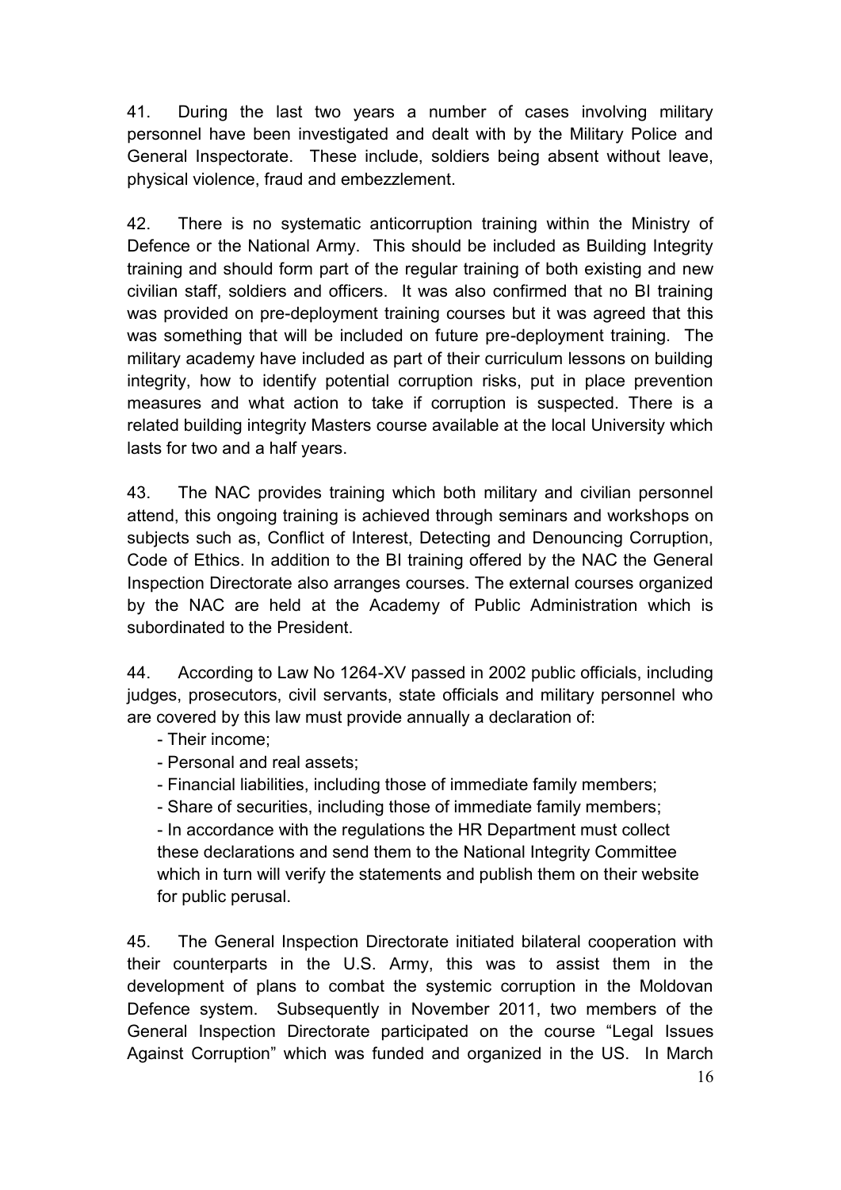41. During the last two years a number of cases involving military personnel have been investigated and dealt with by the Military Police and General Inspectorate. These include, soldiers being absent without leave, physical violence, fraud and embezzlement.

42. There is no systematic anticorruption training within the Ministry of Defence or the National Army. This should be included as Building Integrity training and should form part of the regular training of both existing and new civilian staff, soldiers and officers. It was also confirmed that no BI training was provided on pre-deployment training courses but it was agreed that this was something that will be included on future pre-deployment training. The military academy have included as part of their curriculum lessons on building integrity, how to identify potential corruption risks, put in place prevention measures and what action to take if corruption is suspected. There is a related building integrity Masters course available at the local University which lasts for two and a half years.

43. The NAC provides training which both military and civilian personnel attend, this ongoing training is achieved through seminars and workshops on subjects such as, Conflict of Interest, Detecting and Denouncing Corruption, Code of Ethics. In addition to the BI training offered by the NAC the General Inspection Directorate also arranges courses. The external courses organized by the NAC are held at the Academy of Public Administration which is subordinated to the President.

44. According to Law No 1264-XV passed in 2002 public officials, including judges, prosecutors, civil servants, state officials and military personnel who are covered by this law must provide annually a declaration of:

- Their income;
- Personal and real assets;
- Financial liabilities, including those of immediate family members;
- Share of securities, including those of immediate family members;
- In accordance with the regulations the HR Department must collect these declarations and send them to the National Integrity Committee which in turn will verify the statements and publish them on their website for public perusal.

45. The General Inspection Directorate initiated bilateral cooperation with their counterparts in the U.S. Army, this was to assist them in the development of plans to combat the systemic corruption in the Moldovan Defence system. Subsequently in November 2011, two members of the General Inspection Directorate participated on the course "Legal Issues Against Corruption" which was funded and organized in the US. In March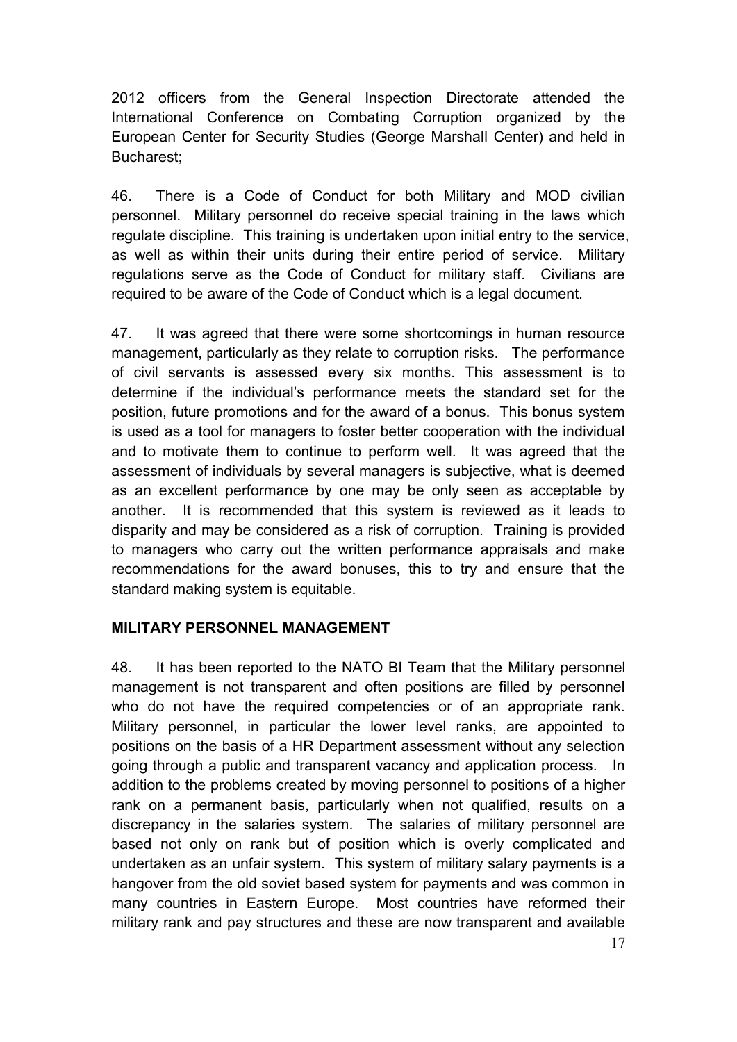2012 officers from the General Inspection Directorate attended the International Conference on Combating Corruption organized by the European Center for Security Studies (George Marshall Center) and held in Bucharest;

46. There is a Code of Conduct for both Military and MOD civilian personnel. Military personnel do receive special training in the laws which regulate discipline. This training is undertaken upon initial entry to the service, as well as within their units during their entire period of service. Military regulations serve as the Code of Conduct for military staff. Civilians are required to be aware of the Code of Conduct which is a legal document.

47. It was agreed that there were some shortcomings in human resource management, particularly as they relate to corruption risks. The performance of civil servants is assessed every six months. This assessment is to determine if the individual's performance meets the standard set for the position, future promotions and for the award of a bonus. This bonus system is used as a tool for managers to foster better cooperation with the individual and to motivate them to continue to perform well. It was agreed that the assessment of individuals by several managers is subjective, what is deemed as an excellent performance by one may be only seen as acceptable by another. It is recommended that this system is reviewed as it leads to disparity and may be considered as a risk of corruption. Training is provided to managers who carry out the written performance appraisals and make recommendations for the award bonuses, this to try and ensure that the standard making system is equitable.

## MILITARY PERSONNEL MANAGEMENT

48. It has been reported to the NATO BI Team that the Military personnel management is not transparent and often positions are filled by personnel who do not have the required competencies or of an appropriate rank. Military personnel, in particular the lower level ranks, are appointed to positions on the basis of a HR Department assessment without any selection going through a public and transparent vacancy and application process. In addition to the problems created by moving personnel to positions of a higher rank on a permanent basis, particularly when not qualified, results on a discrepancy in the salaries system. The salaries of military personnel are based not only on rank but of position which is overly complicated and undertaken as an unfair system. This system of military salary payments is a hangover from the old soviet based system for payments and was common in many countries in Eastern Europe. Most countries have reformed their military rank and pay structures and these are now transparent and available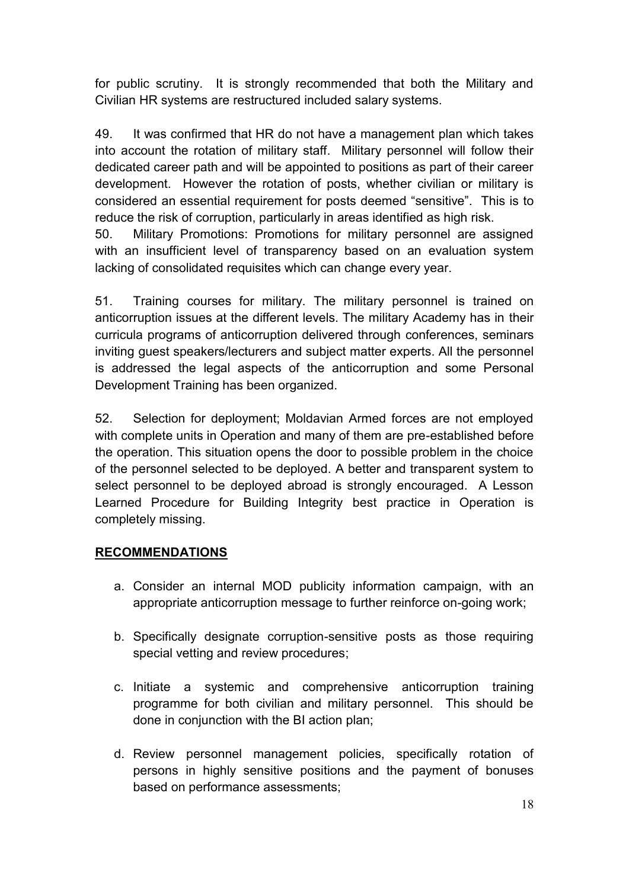for public scrutiny. It is strongly recommended that both the Military and Civilian HR systems are restructured included salary systems.

49. It was confirmed that HR do not have a management plan which takes into account the rotation of military staff. Military personnel will follow their dedicated career path and will be appointed to positions as part of their career development. However the rotation of posts, whether civilian or military is considered an essential requirement for posts deemed "sensitive". This is to reduce the risk of corruption, particularly in areas identified as high risk.

50. Military Promotions: Promotions for military personnel are assigned with an insufficient level of transparency based on an evaluation system lacking of consolidated requisites which can change every year.

51. Training courses for military. The military personnel is trained on anticorruption issues at the different levels. The military Academy has in their curricula programs of anticorruption delivered through conferences, seminars inviting guest speakers/lecturers and subject matter experts. All the personnel is addressed the legal aspects of the anticorruption and some Personal Development Training has been organized.

52. Selection for deployment; Moldavian Armed forces are not employed with complete units in Operation and many of them are pre-established before the operation. This situation opens the door to possible problem in the choice of the personnel selected to be deployed. A better and transparent system to select personnel to be deployed abroad is strongly encouraged. A Lesson Learned Procedure for Building Integrity best practice in Operation is completely missing.

## RECOMMENDATIONS

a. Consider an internal MOD publicity information campaign, with an appropriate anticorruption message to further reinforce on-going work;

b. Specifically designate corruption-sensitive posts as those requiring special vetting and review procedures;

c. Initiate a systemic and comprehensive anticorruption training programme for both civilian and military personnel. This should be done in conjunction with the BI action plan;

d. Review personnel management policies, specifically rotation of persons in highly sensitive positions and the payment of bonuses based on performance assessments;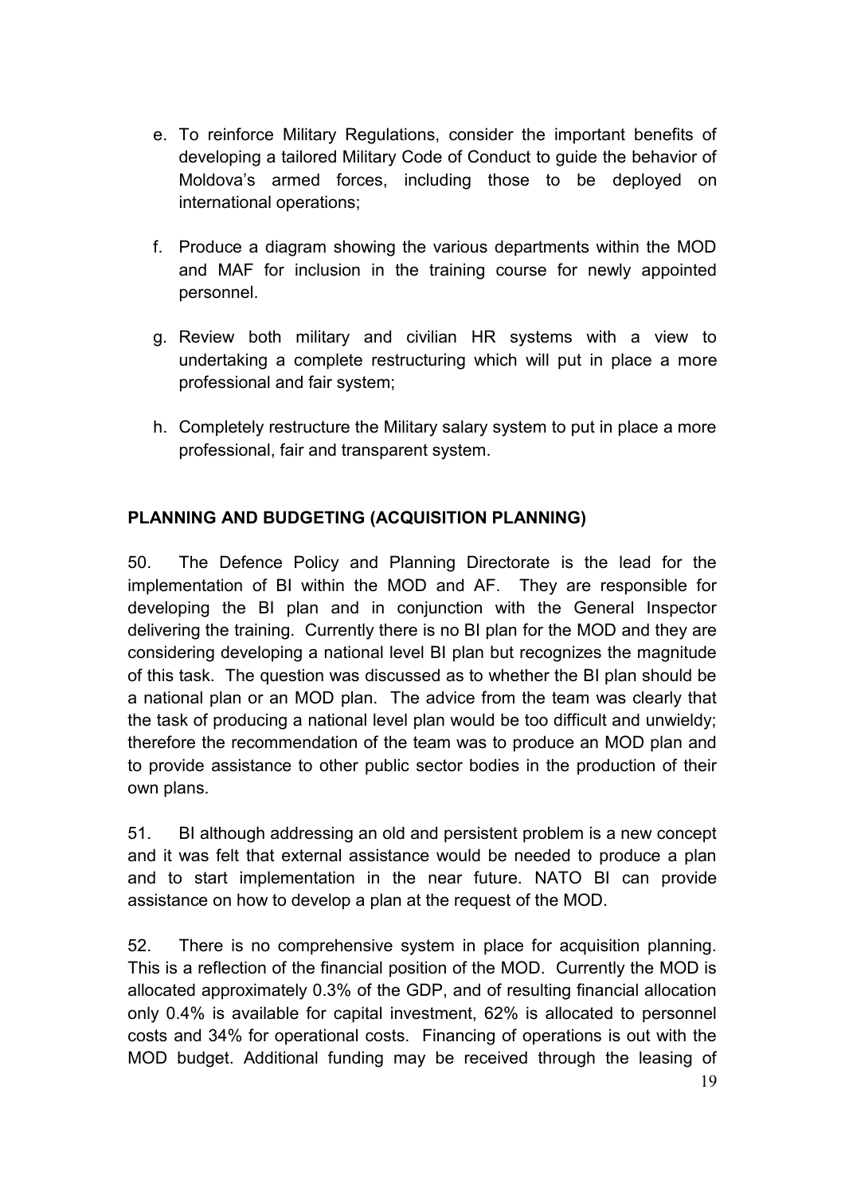e. To reinforce Military Regulations, consider the important benefits of developing a tailored Military Code of Conduct to guide the behavior of Moldova's armed forces, including those to be deployed on international operations;

f. Produce a diagram showing the various departments within the MOD and MAF for inclusion in the training course for newly appointed personnel.

g. Review both military and civilian HR systems with a view to undertaking a complete restructuring which will put in place a more professional and fair system;

h. Completely restructure the Military salary system to put in place a more professional, fair and transparent system.

**PLANNING AND BUDGETING (ACQUISITION PLANNING)**

50. The Defence Policy and Planning Directorate is the lead for the implementation of BI within the MOD and AF. They are responsible for developing the BI plan and in conjunction with the General Inspector delivering the training. Currently there is no BI plan for the MOD and they are considering developing a national level BI plan but recognizes the magnitude of this task. The question was discussed as to whether the BI plan should be a national plan or an MOD plan. The advice from the team was clearly that the task of producing a national level plan would be too difficult and unwieldy; therefore the recommendation of the team was to produce an MOD plan and to provide assistance to other public sector bodies in the production of their own plans.

51. BI although addressing an old and persistent problem is a new concept and it was felt that external assistance would be needed to produce a plan and to start implementation in the near future. NATO BI can provide assistance on how to develop a plan at the request of the MOD.

52. There is no comprehensive system in place for acquisition planning. This is a reflection of the financial position of the MOD. Currently the MOD is allocated approximately 0.3% of the GDP, and of resulting financial allocation only 0.4% is available for capital investment, 62% is allocated to personnel costs and 34% for operational costs. Financing of operations is out with the MOD budget. Additional funding may be received through the leasing of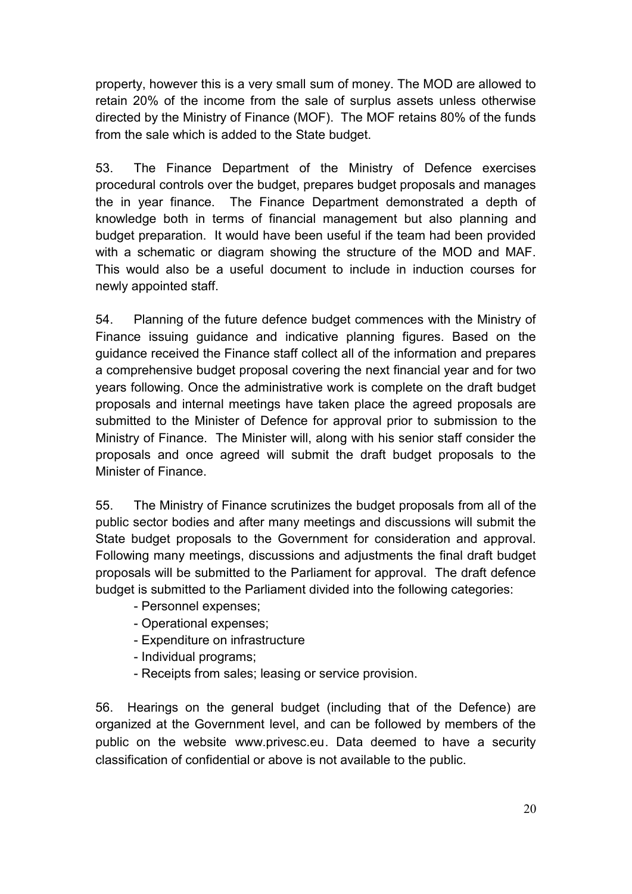property, however this is a very small sum of money. The MOD are allowed to retain 20% of the income from the sale of surplus assets unless otherwise directed by the Ministry of Finance (MOF). The MOF retains 80% of the funds from the sale which is added to the State budget.

53. The Finance Department of the Ministry of Defence exercises procedural controls over the budget, prepares budget proposals and manages the in year finance. The Finance Department demonstrated a depth of knowledge both in terms of financial management but also planning and budget preparation. It would have been useful if the team had been provided with a schematic or diagram showing the structure of the MOD and MAF. This would also be a useful document to include in induction courses for newly appointed staff.

54. Planning of the future defence budget commences with the Ministry of Finance issuing guidance and indicative planning figures. Based on the guidance received the Finance staff collect all of the information and prepares a comprehensive budget proposal covering the next financial year and for two years following. Once the administrative work is complete on the draft budget proposals and internal meetings have taken place the agreed proposals are submitted to the Minister of Defence for approval prior to submission to the Ministry of Finance. The Minister will, along with his senior staff consider the proposals and once agreed will submit the draft budget proposals to the Minister of Finance.

55. The Ministry of Finance scrutinizes the budget proposals from all of the public sector bodies and after many meetings and discussions will submit the State budget proposals to the Government for consideration and approval. Following many meetings, discussions and adjustments the final draft budget proposals will be submitted to the Parliament for approval. The draft defence budget is submitted to the Parliament divided into the following categories:

- Personnel expenses;
- Operational expenses;
- Expenditure on infrastructure
- Individual programs;
- Receipts from sales; leasing or service provision.

56. Hearings on the general budget (including that of the Defence) are organized at the Government level, and can be followed by members of the public on the website www.privesc.eu. Data deemed to have a security classification of confidential or above is not available to the public.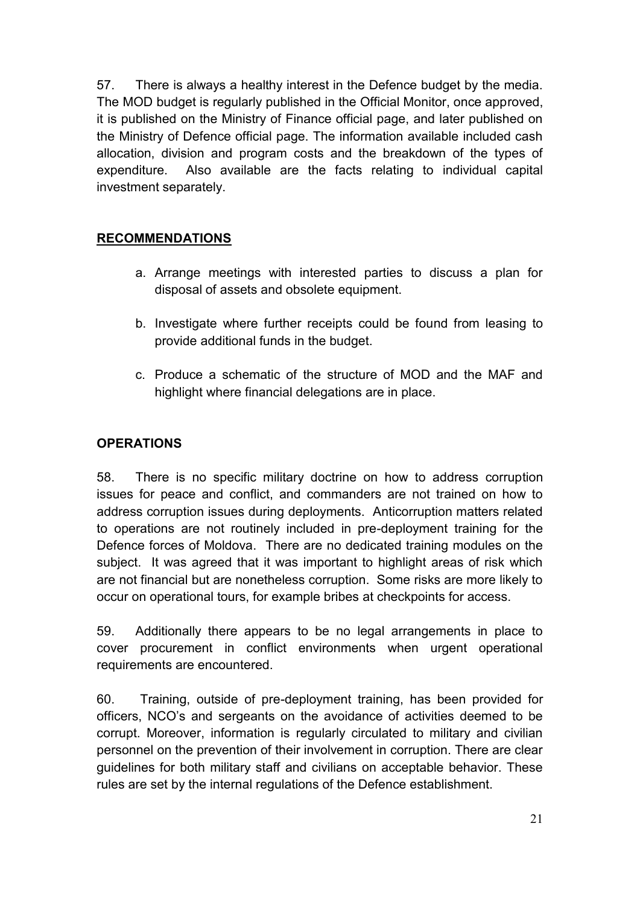57. There is always a healthy interest in the Defence budget by the media. The MOD budget is regularly published in the Official Monitor, once approved, it is published on the Ministry of Finance official page, and later published on the Ministry of Defence official page. The information available included cash allocation, division and program costs and the breakdown of the types of expenditure. Also available are the facts relating to individual capital investment separately.

## RECOMMENDATIONS

a. Arrange meetings with interested parties to discuss a plan for disposal of assets and obsolete equipment.

b. Investigate where further receipts could be found from leasing to provide additional funds in the budget.

c. Produce a schematic of the structure of MOD and the MAF and highlight where financial delegations are in place.

## OPERATIONS

58. There is no specific military doctrine on how to address corruption issues for peace and conflict, and commanders are not trained on how to address corruption issues during deployments. Anticorruption matters related to operations are not routinely included in pre-deployment training for the Defence forces of Moldova. There are no dedicated training modules on the subject. It was agreed that it was important to highlight areas of risk which are not financial but are nonetheless corruption. Some risks are more likely to occur on operational tours, for example bribes at checkpoints for access.

59. Additionally there appears to be no legal arrangements in place to cover procurement in conflict environments when urgent operational requirements are encountered.

60. Training, outside of pre-deployment training, has been provided for officers, NCO's and sergeants on the avoidance of activities deemed to be corrupt. Moreover, information is regularly circulated to military and civilian personnel on the prevention of their involvement in corruption. There are clear guidelines for both military staff and civilians on acceptable behavior. These rules are set by the internal regulations of the Defence establishment.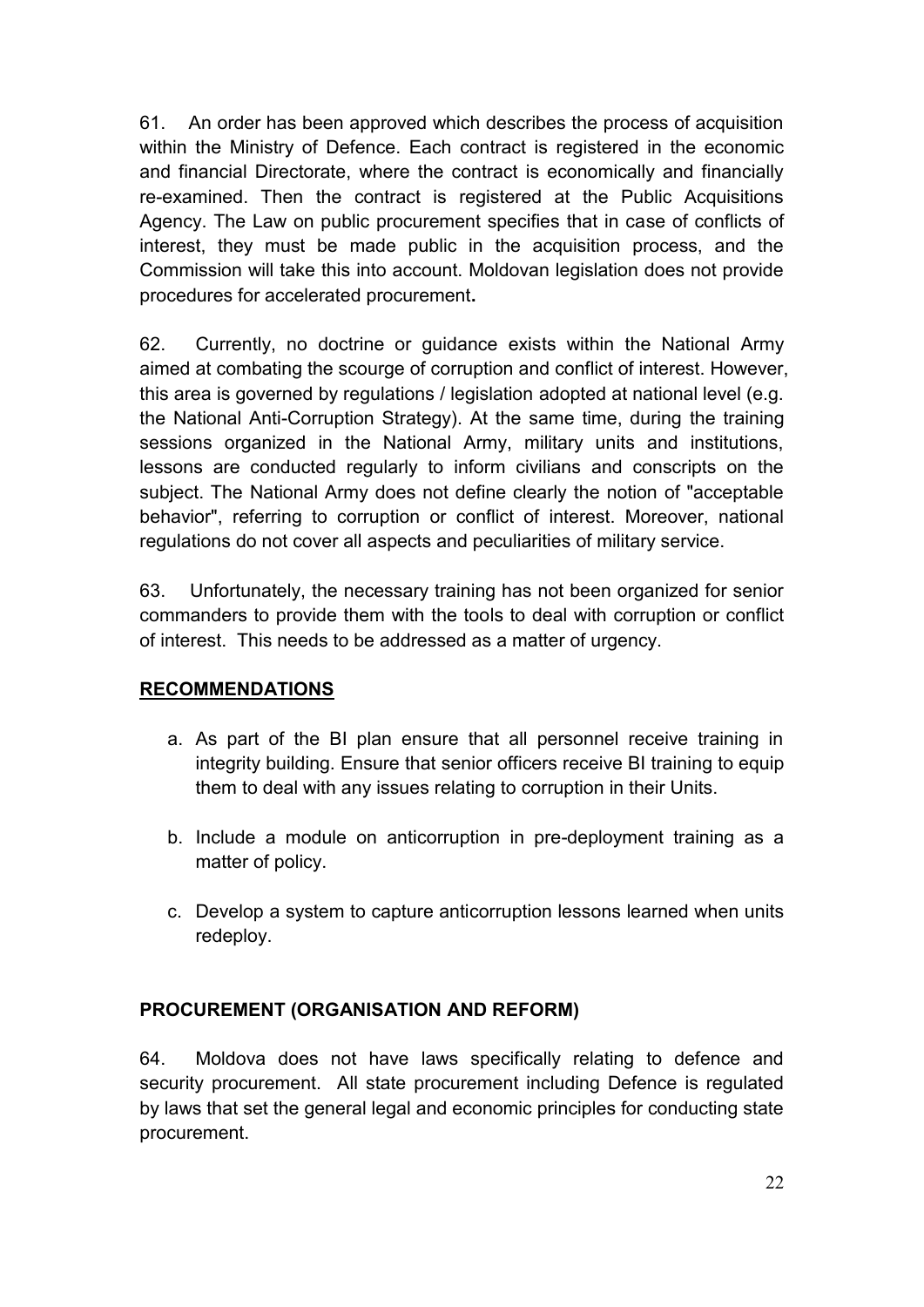61. An order has been approved which describes the process of acquisition within the Ministry of Defence. Each contract is registered in the economic and financial Directorate, where the contract is economically and financially re-examined. Then the contract is registered at the Public Acquisitions Agency. The Law on public procurement specifies that in case of conflicts of interest, they must be made public in the acquisition process, and the Commission will take this into account. Moldovan legislation does not provide procedures for accelerated procurement**.**

62. Currently, no doctrine or guidance exists within the National Army aimed at combating the scourge of corruption and conflict of interest. However, this area is governed by regulations / legislation adopted at national level (e.g. the National Anti-Corruption Strategy). At the same time, during the training sessions organized in the National Army, military units and institutions, lessons are conducted regularly to inform civilians and conscripts on the subject. The National Army does not define clearly the notion of "acceptable behavior", referring to corruption or conflict of interest. Moreover, national regulations do not cover all aspects and peculiarities of military service.

63. Unfortunately, the necessary training has not been organized for senior commanders to provide them with the tools to deal with corruption or conflict of interest. This needs to be addressed as a matter of urgency.

## RECOMMENDATIONS

a. As part of the BI plan ensure that all personnel receive training in integrity building. Ensure that senior officers receive BI training to equip them to deal with any issues relating to corruption in their Units.

b. Include a module on anticorruption in pre-deployment training as a matter of policy.

c. Develop a system to capture anticorruption lessons learned when units redeploy.

## PROCUREMENT (ORGANISATION AND REFORM)

64. Moldova does not have laws specifically relating to defence and security procurement. All state procurement including Defence is regulated by laws that set the general legal and economic principles for conducting state procurement.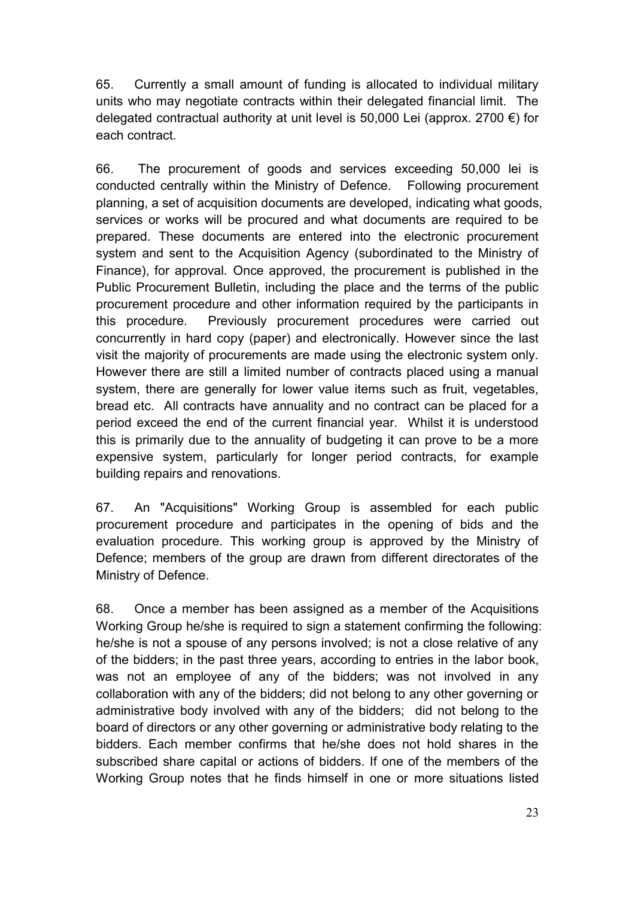65. Currently a small amount of funding is allocated to individual military units who may negotiate contracts within their delegated financial limit. The delegated contractual authority at unit level is 50,000 Lei (approx. 2700 €) for each contract.

66. The procurement of goods and services exceeding 50,000 lei is conducted centrally within the Ministry of Defence. Following procurement planning, a set of acquisition documents are developed, indicating what goods, services or works will be procured and what documents are required to be prepared. These documents are entered into the electronic procurement system and sent to the Acquisition Agency (subordinated to the Ministry of Finance), for approval. Once approved, the procurement is published in the Public Procurement Bulletin, including the place and the terms of the public procurement procedure and other information required by the participants in this procedure. Previously procurement procedures were carried out concurrently in hard copy (paper) and electronically. However since the last visit the majority of procurements are made using the electronic system only. However there are still a limited number of contracts placed using a manual system, there are generally for lower value items such as fruit, vegetables, bread etc. All contracts have annuality and no contract can be placed for a period exceed the end of the current financial year. Whilst it is understood this is primarily due to the annuality of budgeting it can prove to be a more expensive system, particularly for longer period contracts, for example building repairs and renovations.

67. An "Acquisitions" Working Group is assembled for each public procurement procedure and participates in the opening of bids and the evaluation procedure. This working group is approved by the Ministry of Defence; members of the group are drawn from different directorates of the Ministry of Defence.

68. Once a member has been assigned as a member of the Acquisitions Working Group he/she is required to sign a statement confirming the following: he/she is not a spouse of any persons involved; is not a close relative of any of the bidders; in the past three years, according to entries in the labor book, was not an employee of any of the bidders; was not involved in any collaboration with any of the bidders; did not belong to any other governing or administrative body involved with any of the bidders; did not belong to the board of directors or any other governing or administrative body relating to the bidders. Each member confirms that he/she does not hold shares in the subscribed share capital or actions of bidders. If one of the members of the Working Group notes that he finds himself in one or more situations listed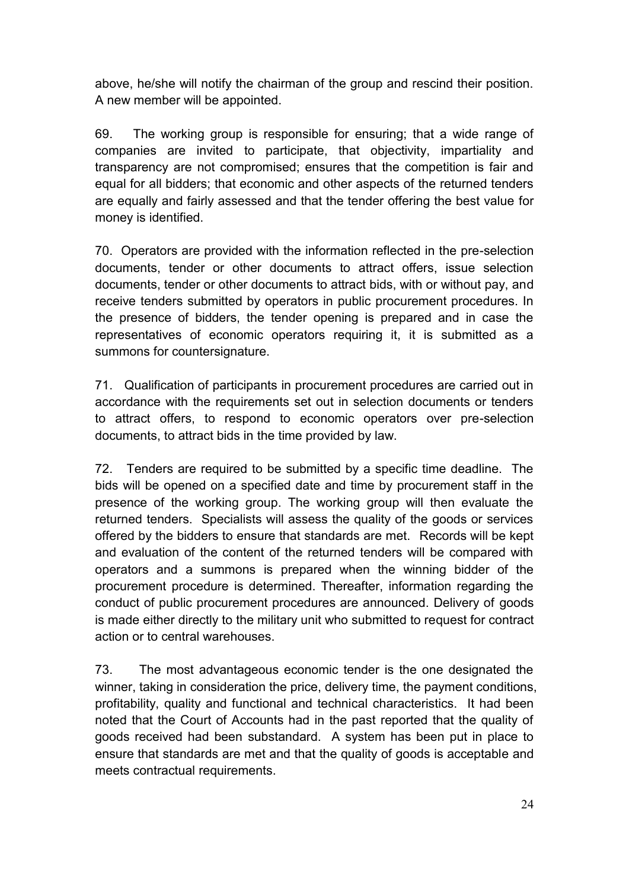above, he/she will notify the chairman of the group and rescind their position. A new member will be appointed.

69. The working group is responsible for ensuring; that a wide range of companies are invited to participate, that objectivity, impartiality and transparency are not compromised; ensures that the competition is fair and equal for all bidders; that economic and other aspects of the returned tenders are equally and fairly assessed and that the tender offering the best value for money is identified.

70. Operators are provided with the information reflected in the pre-selection documents, tender or other documents to attract offers, issue selection documents, tender or other documents to attract bids, with or without pay, and receive tenders submitted by operators in public procurement procedures. In the presence of bidders, the tender opening is prepared and in case the representatives of economic operators requiring it, it is submitted as a summons for countersignature.

71. Qualification of participants in procurement procedures are carried out in accordance with the requirements set out in selection documents or tenders to attract offers, to respond to economic operators over pre-selection documents, to attract bids in the time provided by law.

72. Tenders are required to be submitted by a specific time deadline. The bids will be opened on a specified date and time by procurement staff in the presence of the working group. The working group will then evaluate the returned tenders. Specialists will assess the quality of the goods or services offered by the bidders to ensure that standards are met. Records will be kept and evaluation of the content of the returned tenders will be compared with operators and a summons is prepared when the winning bidder of the procurement procedure is determined. Thereafter, information regarding the conduct of public procurement procedures are announced. Delivery of goods is made either directly to the military unit who submitted to request for contract action or to central warehouses.

73. The most advantageous economic tender is the one designated the winner, taking in consideration the price, delivery time, the payment conditions, profitability, quality and functional and technical characteristics. It had been noted that the Court of Accounts had in the past reported that the quality of goods received had been substandard. A system has been put in place to ensure that standards are met and that the quality of goods is acceptable and meets contractual requirements.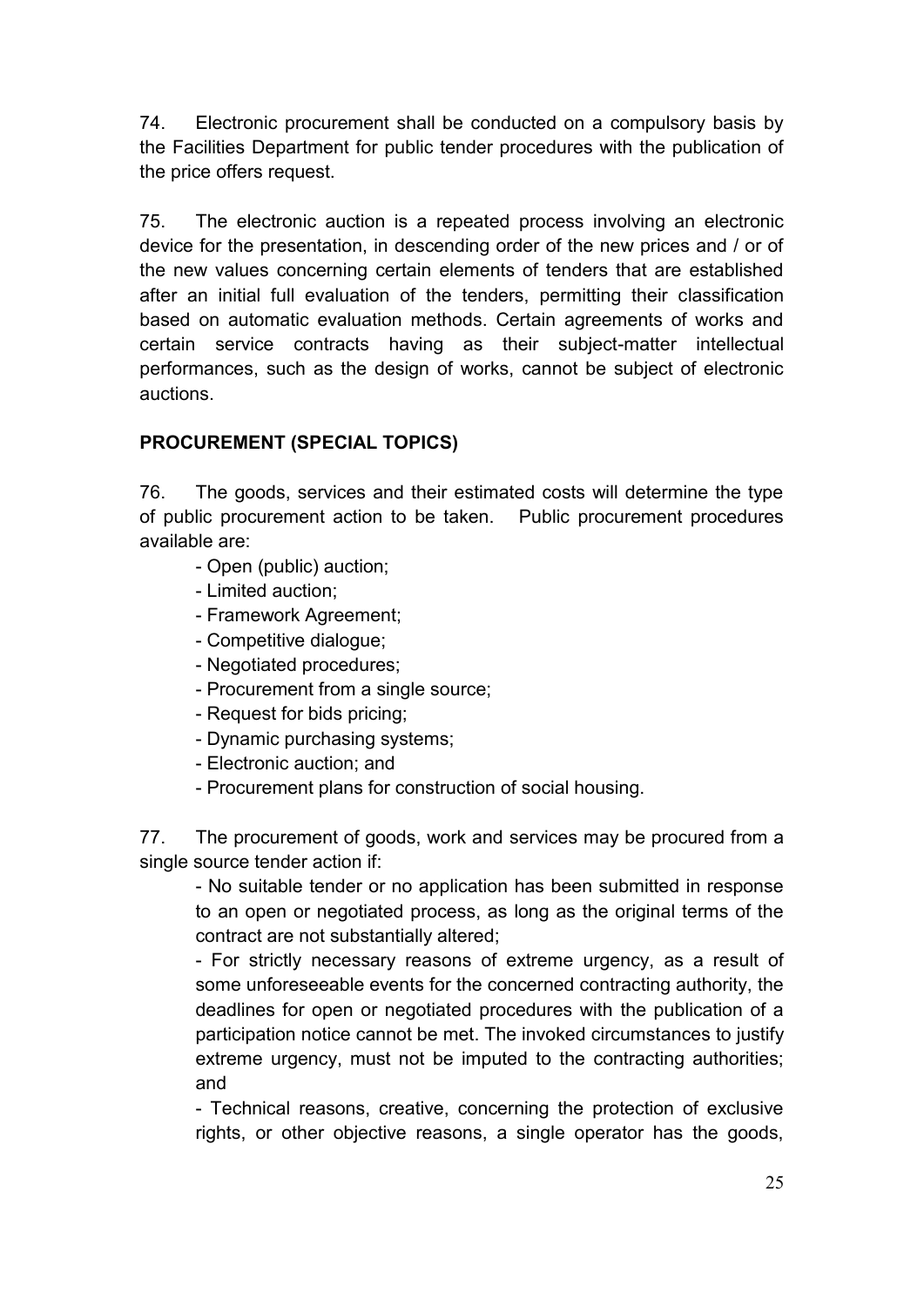74. Electronic procurement shall be conducted on a compulsory basis by the Facilities Department for public tender procedures with the publication of the price offers request.

75. The electronic auction is a repeated process involving an electronic device for the presentation, in descending order of the new prices and / or of the new values concerning certain elements of tenders that are established after an initial full evaluation of the tenders, permitting their classification based on automatic evaluation methods. Certain agreements of works and certain service contracts having as their subject-matter intellectual performances, such as the design of works, cannot be subject of electronic auctions.

**PROCUREMENT (SPECIAL TOPICS)**

76. The goods, services and their estimated costs will determine the type of public procurement action to be taken. Public procurement procedures available are:

- Open (public) auction;
- Limited auction;
- Framework Agreement;
- Competitive dialogue;
- Negotiated procedures;
- Procurement from a single source;
- Request for bids pricing;
- Dynamic purchasing systems;
- Electronic auction; and
- Procurement plans for construction of social housing.

77. The procurement of goods, work and services may be procured from a single source tender action if:

- No suitable tender or no application has been submitted in response to an open or negotiated process, as long as the original terms of the contract are not substantially altered;
- For strictly necessary reasons of extreme urgency, as a result of some unforeseeable events for the concerned contracting authority, the deadlines for open or negotiated procedures with the publication of a participation notice cannot be met. The invoked circumstances to justify extreme urgency, must not be imputed to the contracting authorities; and
- Technical reasons, creative, concerning the protection of exclusive rights, or other objective reasons, a single operator has the goods,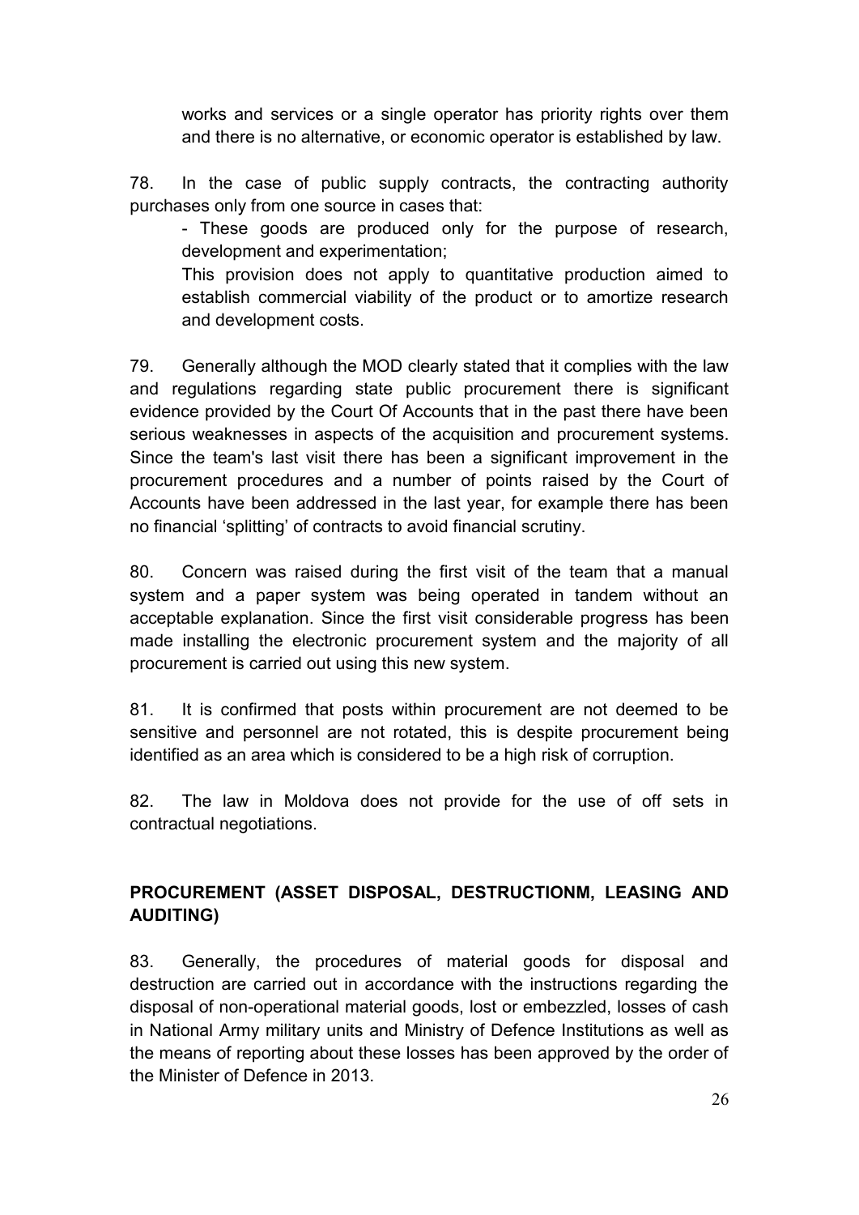works and services or a single operator has priority rights over them and there is no alternative, or economic operator is established by law.

78. In the case of public supply contracts, the contracting authority purchases only from one source in cases that:

- These goods are produced only for the purpose of research, development and experimentation;

This provision does not apply to quantitative production aimed to establish commercial viability of the product or to amortize research and development costs.

79. Generally although the MOD clearly stated that it complies with the law and regulations regarding state public procurement there is significant evidence provided by the Court Of Accounts that in the past there have been serious weaknesses in aspects of the acquisition and procurement systems. Since the team's last visit there has been a significant improvement in the procurement procedures and a number of points raised by the Court of Accounts have been addressed in the last year, for example there has been no financial 'splitting' of contracts to avoid financial scrutiny.

80. Concern was raised during the first visit of the team that a manual system and a paper system was being operated in tandem without an acceptable explanation. Since the first visit considerable progress has been made installing the electronic procurement system and the majority of all procurement is carried out using this new system.

81. It is confirmed that posts within procurement are not deemed to be sensitive and personnel are not rotated, this is despite procurement being identified as an area which is considered to be a high risk of corruption.

82. The law in Moldova does not provide for the use of off sets in contractual negotiations.

## PROCUREMENT (ASSET DISPOSAL, DESTRUCTIONM, LEASING AND AUDITING)

83. Generally, the procedures of material goods for disposal and destruction are carried out in accordance with the instructions regarding the disposal of non-operational material goods, lost or embezzled, losses of cash in National Army military units and Ministry of Defence Institutions as well as the means of reporting about these losses has been approved by the order of the Minister of Defence in 2013.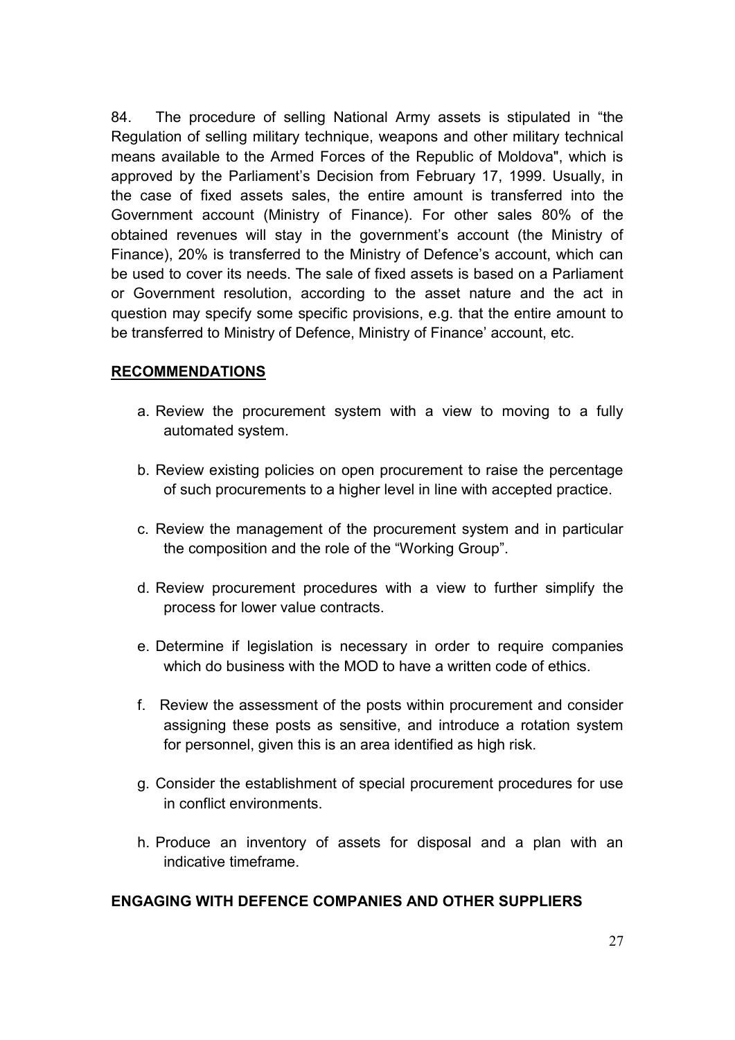84. The procedure of selling National Army assets is stipulated in "the Regulation of selling military technique, weapons and other military technical means available to the Armed Forces of the Republic of Moldova", which is approved by the Parliament's Decision from February 17, 1999. Usually, in the case of fixed assets sales, the entire amount is transferred into the Government account (Ministry of Finance). For other sales 80% of the obtained revenues will stay in the government's account (the Ministry of Finance), 20% is transferred to the Ministry of Defence's account, which can be used to cover its needs. The sale of fixed assets is based on a Parliament or Government resolution, according to the asset nature and the act in question may specify some specific provisions, e.g. that the entire amount to be transferred to Ministry of Defence, Ministry of Finance' account, etc.

## RECOMMENDATIONS

a. Review the procurement system with a view to moving to a fully automated system.

b. Review existing policies on open procurement to raise the percentage of such procurements to a higher level in line with accepted practice.

c. Review the management of the procurement system and in particular the composition and the role of the "Working Group".

d. Review procurement procedures with a view to further simplify the process for lower value contracts.

e. Determine if legislation is necessary in order to require companies which do business with the MOD to have a written code of ethics.

f. Review the assessment of the posts within procurement and consider assigning these posts as sensitive, and introduce a rotation system for personnel, given this is an area identified as high risk.

g. Consider the establishment of special procurement procedures for use in conflict environments.

h. Produce an inventory of assets for disposal and a plan with an indicative timeframe.

## ENGAGING WITH DEFENCE COMPANIES AND OTHER SUPPLIERS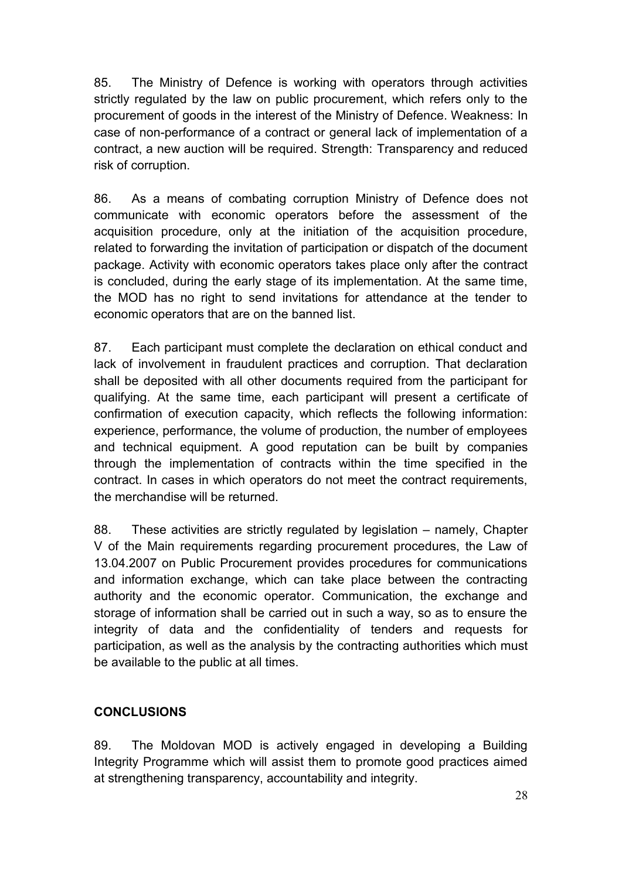85. The Ministry of Defence is working with operators through activities strictly regulated by the law on public procurement, which refers only to the procurement of goods in the interest of the Ministry of Defence. Weakness: In case of non-performance of a contract or general lack of implementation of a contract, a new auction will be required. Strength: Transparency and reduced risk of corruption.

86. As a means of combating corruption Ministry of Defence does not communicate with economic operators before the assessment of the acquisition procedure, only at the initiation of the acquisition procedure, related to forwarding the invitation of participation or dispatch of the document package. Activity with economic operators takes place only after the contract is concluded, during the early stage of its implementation. At the same time, the MOD has no right to send invitations for attendance at the tender to economic operators that are on the banned list.

87. Each participant must complete the declaration on ethical conduct and lack of involvement in fraudulent practices and corruption. That declaration shall be deposited with all other documents required from the participant for qualifying. At the same time, each participant will present a certificate of confirmation of execution capacity, which reflects the following information: experience, performance, the volume of production, the number of employees and technical equipment. A good reputation can be built by companies through the implementation of contracts within the time specified in the contract. In cases in which operators do not meet the contract requirements, the merchandise will be returned.

88. These activities are strictly regulated by legislation – namely, Chapter V of the Main requirements regarding procurement procedures, the Law of 13.04.2007 on Public Procurement provides procedures for communications and information exchange, which can take place between the contracting authority and the economic operator. Communication, the exchange and storage of information shall be carried out in such a way, so as to ensure the integrity of data and the confidentiality of tenders and requests for participation, as well as the analysis by the contracting authorities which must be available to the public at all times.

## CONCLUSIONS

89. The Moldovan MOD is actively engaged in developing a Building Integrity Programme which will assist them to promote good practices aimed at strengthening transparency, accountability and integrity.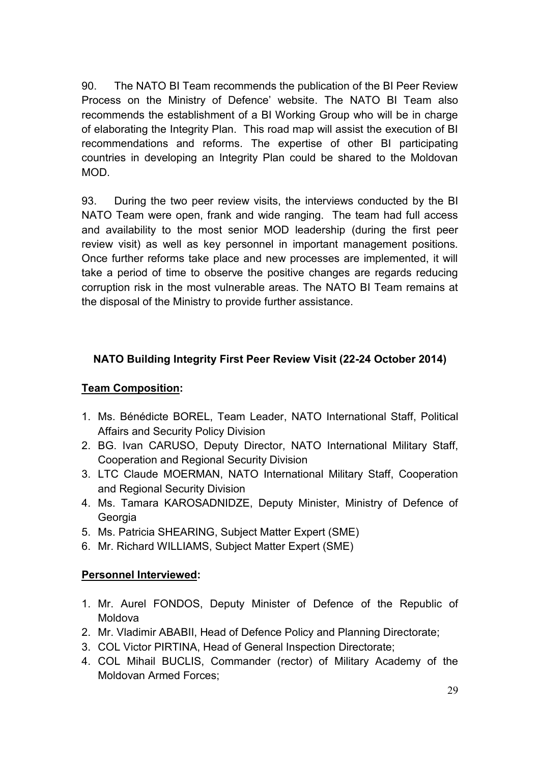90. The NATO BI Team recommends the publication of the BI Peer Review Process on the Ministry of Defence' website. The NATO BI Team also recommends the establishment of a BI Working Group who will be in charge of elaborating the Integrity Plan. This road map will assist the execution of BI recommendations and reforms. The expertise of other BI participating countries in developing an Integrity Plan could be shared to the Moldovan MOD.

93. During the two peer review visits, the interviews conducted by the BI NATO Team were open, frank and wide ranging. The team had full access and availability to the most senior MOD leadership (during the first peer review visit) as well as key personnel in important management positions. Once further reforms take place and new processes are implemented, it will take a period of time to observe the positive changes are regards reducing corruption risk in the most vulnerable areas. The NATO BI Team remains at the disposal of the Ministry to provide further assistance.

**NATO Building Integrity First Peer Review Visit (22-24 October 2014)**

**Team Composition:**

1. Ms. Bénédicte BOREL, Team Leader, NATO International Staff, Political Affairs and Security Policy Division
2. BG. Ivan CARUSO, Deputy Director, NATO International Military Staff, Cooperation and Regional Security Division
3. LTC Claude MOERMAN, NATO International Military Staff, Cooperation and Regional Security Division
4. Ms. Tamara KAROSADNIDZE, Deputy Minister, Ministry of Defence of Georgia
5. Ms. Patricia SHEARING, Subject Matter Expert (SME)
6. Mr. Richard WILLIAMS, Subject Matter Expert (SME)

**Personnel Interviewed:**

1. Mr. Aurel FONDOS, Deputy Minister of Defence of the Republic of Moldova
2. Mr. Vladimir ABABII, Head of Defence Policy and Planning Directorate;
3. COL Victor PIRTINA, Head of General Inspection Directorate;
4. COL Mihail BUCLIS, Commander (rector) of Military Academy of the Moldovan Armed Forces;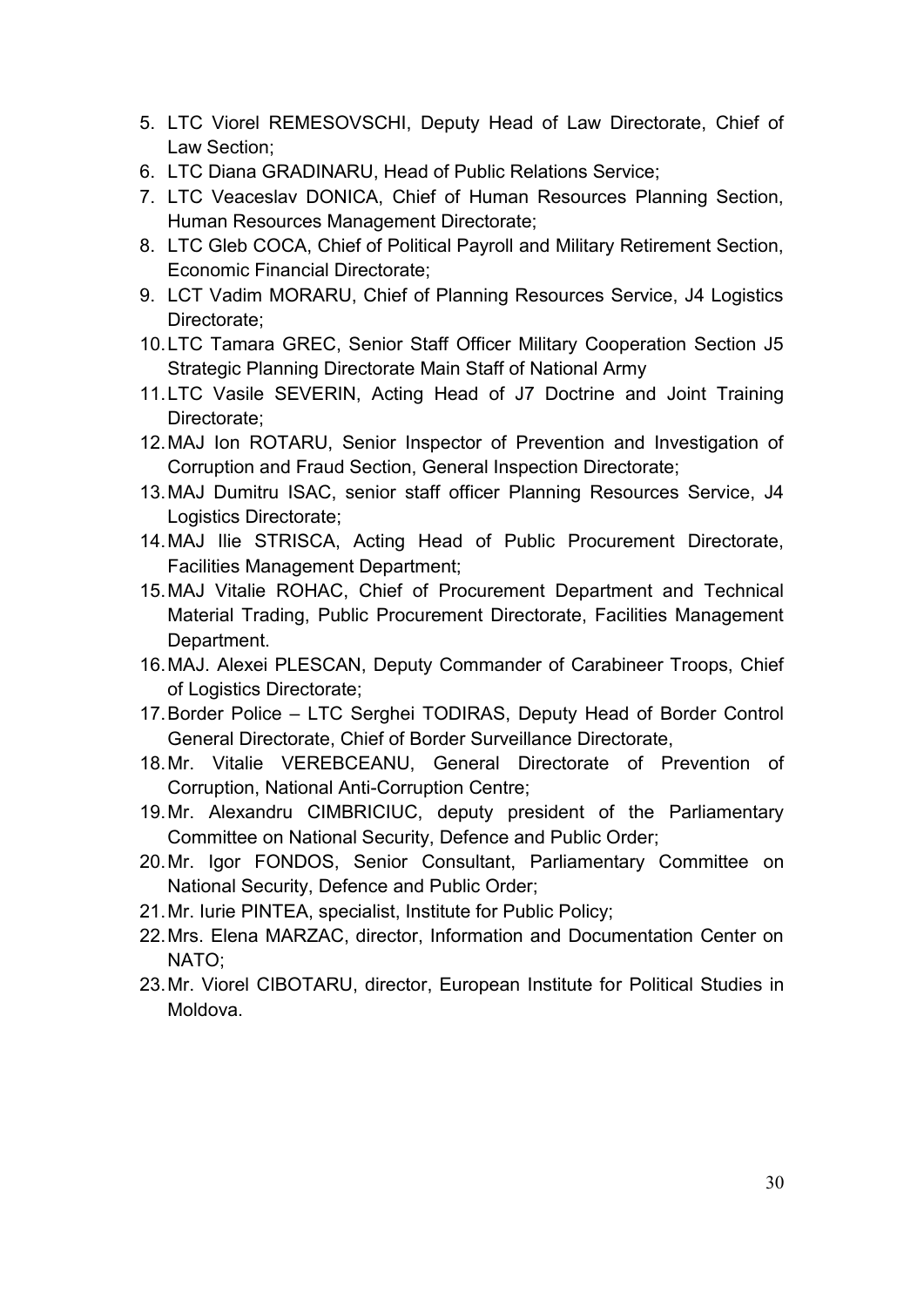5. LTC Viorel REMESOVSCHI, Deputy Head of Law Directorate, Chief of Law Section;
6. LTC Diana GRADINARU, Head of Public Relations Service;
7. LTC Veaceslav DONICA, Chief of Human Resources Planning Section, Human Resources Management Directorate;
8. LTC Gleb COCA, Chief of Political Payroll and Military Retirement Section, Economic Financial Directorate;
9. LCT Vadim MORARU, Chief of Planning Resources Service, J4 Logistics Directorate;
10. LTC Tamara GREC, Senior Staff Officer Military Cooperation Section J5 Strategic Planning Directorate Main Staff of National Army
11. LTC Vasile SEVERIN, Acting Head of J7 Doctrine and Joint Training Directorate;
12. MAJ Ion ROTARU, Senior Inspector of Prevention and Investigation of Corruption and Fraud Section, General Inspection Directorate;
13. MAJ Dumitru ISAC, senior staff officer Planning Resources Service, J4 Logistics Directorate;
14. MAJ Ilie STRISCA, Acting Head of Public Procurement Directorate, Facilities Management Department;
15. MAJ Vitalie ROHAC, Chief of Procurement Department and Technical Material Trading, Public Procurement Directorate, Facilities Management Department.
16. MAJ. Alexei PLESCAN, Deputy Commander of Carabineer Troops, Chief of Logistics Directorate;
17. Border Police – LTC Serghei TODIRAS, Deputy Head of Border Control General Directorate, Chief of Border Surveillance Directorate,
18. Mr. Vitalie VEREBCEANU, General Directorate of Prevention of Corruption, National Anti-Corruption Centre;
19. Mr. Alexandru CIMBRICIUC, deputy president of the Parliamentary Committee on National Security, Defence and Public Order;
20. Mr. Igor FONDOS, Senior Consultant, Parliamentary Committee on National Security, Defence and Public Order;
21. Mr. Iurie PINTEA, specialist, Institute for Public Policy;
22. Mrs. Elena MARZAC, director, Information and Documentation Center on NATO;
23. Mr. Viorel CIBOTARU, director, European Institute for Political Studies in Moldova.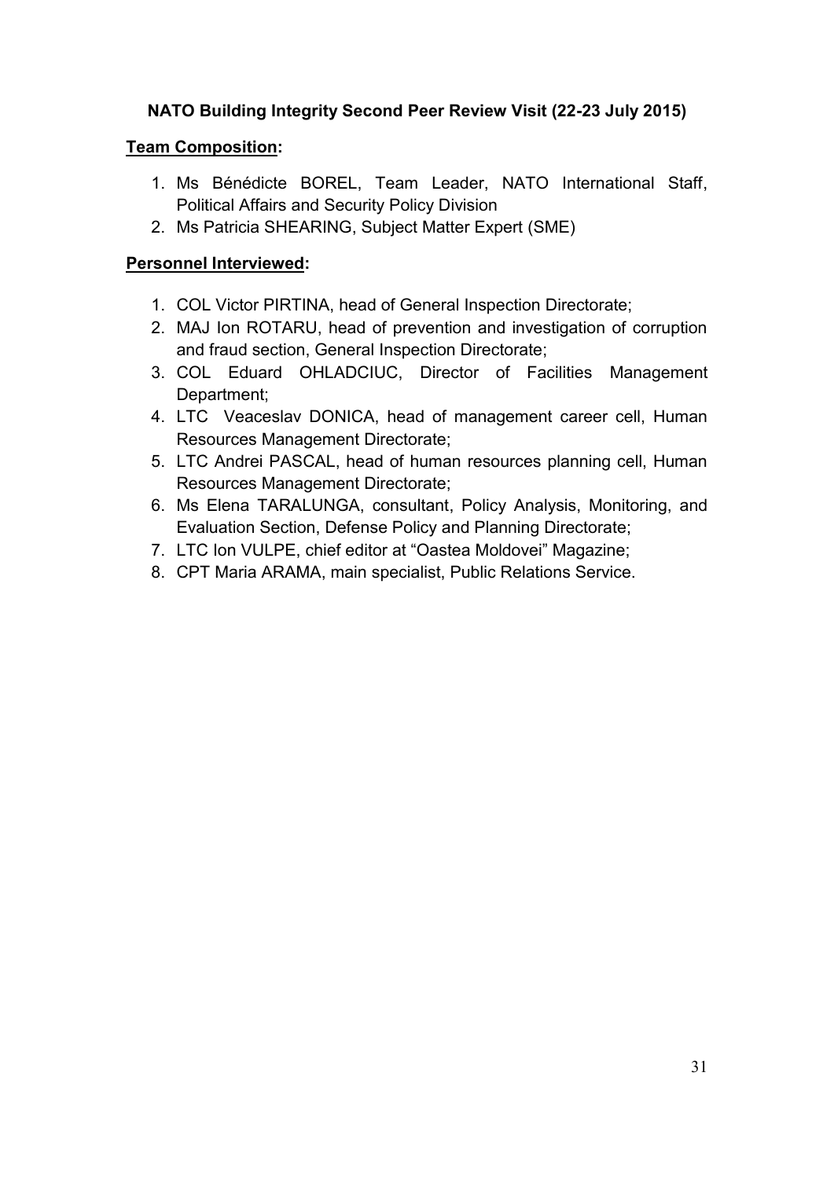**NATO Building Integrity Second Peer Review Visit (22-23 July 2015)**

**Team Composition:**

1. Ms Bénédicte BOREL, Team Leader, NATO International Staff, Political Affairs and Security Policy Division
2. Ms Patricia SHEARING, Subject Matter Expert (SME)

**Personnel Interviewed:**

1. COL Victor PIRTINA, head of General Inspection Directorate;
2. MAJ Ion ROTARU, head of prevention and investigation of corruption and fraud section, General Inspection Directorate;
3. COL Eduard OHLADCIUC, Director of Facilities Management Department;
4. LTC Veaceslav DONICA, head of management career cell, Human Resources Management Directorate;
5. LTC Andrei PASCAL, head of human resources planning cell, Human Resources Management Directorate;
6. Ms Elena TARALUNGA, consultant, Policy Analysis, Monitoring, and Evaluation Section, Defense Policy and Planning Directorate;
7. LTC Ion VULPE, chief editor at "Oastea Moldovei" Magazine;
8. CPT Maria ARAMA, main specialist, Public Relations Service.